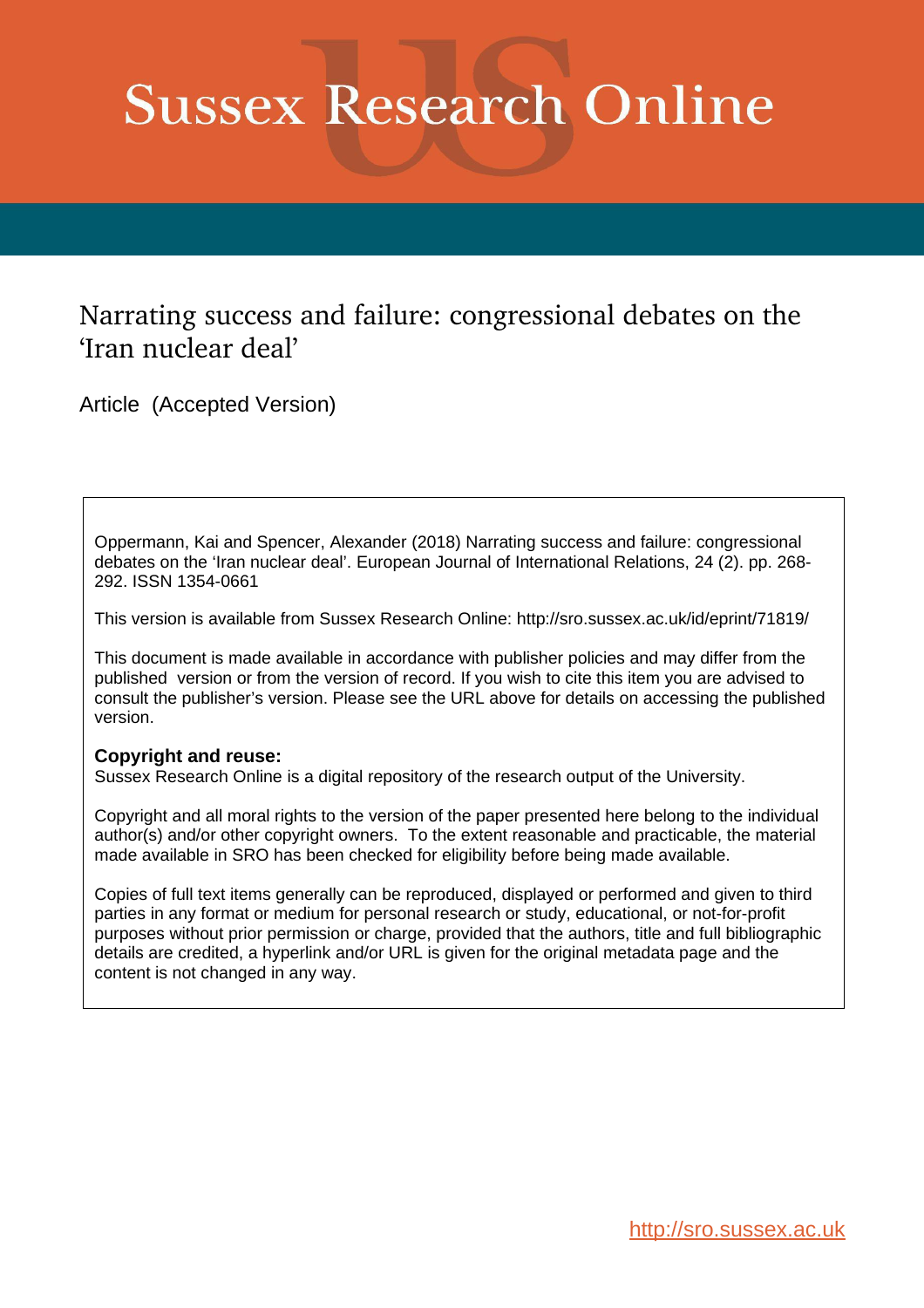# Sussex Research Online

## Narrating success and failure: congressional debates on the 'Iran nuclear deal'

Article (Accepted Version)

Oppermann, Kai and Spencer, Alexander (2018) Narrating success and failure: congressional debates on the 'Iran nuclear deal'. European Journal of International Relations, 24 (2). pp. 268-292. ISSN 1354-0661

This version is available from Sussex Research Online: http://sro.sussex.ac.uk/id/eprint/71819/

This document is made available in accordance with publisher policies and may differ from the published version or from the version of record. If you wish to cite this item you are advised to consult the publisher's version. Please see the URL above for details on accessing the published version.

**Copyright and reuse:**
Sussex Research Online is a digital repository of the research output of the University.

Copyright and all moral rights to the version of the paper presented here belong to the individual author(s) and/or other copyright owners. To the extent reasonable and practicable, the material made available in SRO has been checked for eligibility before being made available.

Copies of full text items generally can be reproduced, displayed or performed and given to third parties in any format or medium for personal research or study, educational, or not-for-profit purposes without prior permission or charge, provided that the authors, title and full bibliographic details are credited, a hyperlink and/or URL is given for the original metadata page and the content is not changed in any way.

http://sro.sussex.ac.uk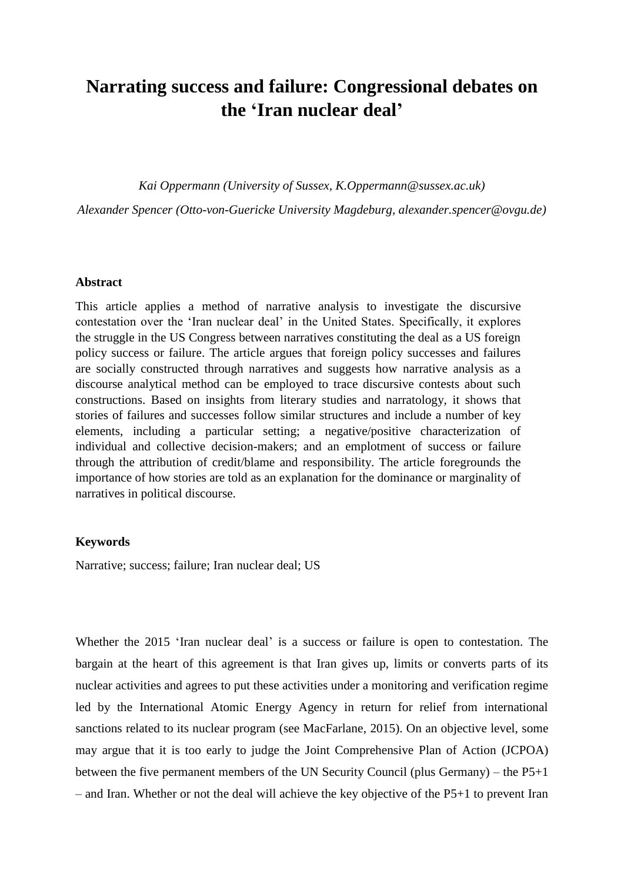# Narrating success and failure: Congressional debates on the 'Iran nuclear deal'

*Kai Oppermann (University of Sussex, K.Oppermann@sussex.ac.uk)*

*Alexander Spencer (Otto-von-Guericke University Magdeburg, alexander.spencer@ovgu.de)*

**Abstract**

This article applies a method of narrative analysis to investigate the discursive contestation over the 'Iran nuclear deal' in the United States. Specifically, it explores the struggle in the US Congress between narratives constituting the deal as a US foreign policy success or failure. The article argues that foreign policy successes and failures are socially constructed through narratives and suggests how narrative analysis as a discourse analytical method can be employed to trace discursive contests about such constructions. Based on insights from literary studies and narratology, it shows that stories of failures and successes follow similar structures and include a number of key elements, including a particular setting; a negative/positive characterization of individual and collective decision-makers; and an emplotment of success or failure through the attribution of credit/blame and responsibility. The article foregrounds the importance of how stories are told as an explanation for the dominance or marginality of narratives in political discourse.

**Keywords**

Narrative; success; failure; Iran nuclear deal; US

Whether the 2015 'Iran nuclear deal' is a success or failure is open to contestation. The bargain at the heart of this agreement is that Iran gives up, limits or converts parts of its nuclear activities and agrees to put these activities under a monitoring and verification regime led by the International Atomic Energy Agency in return for relief from international sanctions related to its nuclear program (see MacFarlane, 2015). On an objective level, some may argue that it is too early to judge the Joint Comprehensive Plan of Action (JCPOA) between the five permanent members of the UN Security Council (plus Germany) – the P5+1 – and Iran. Whether or not the deal will achieve the key objective of the P5+1 to prevent Iran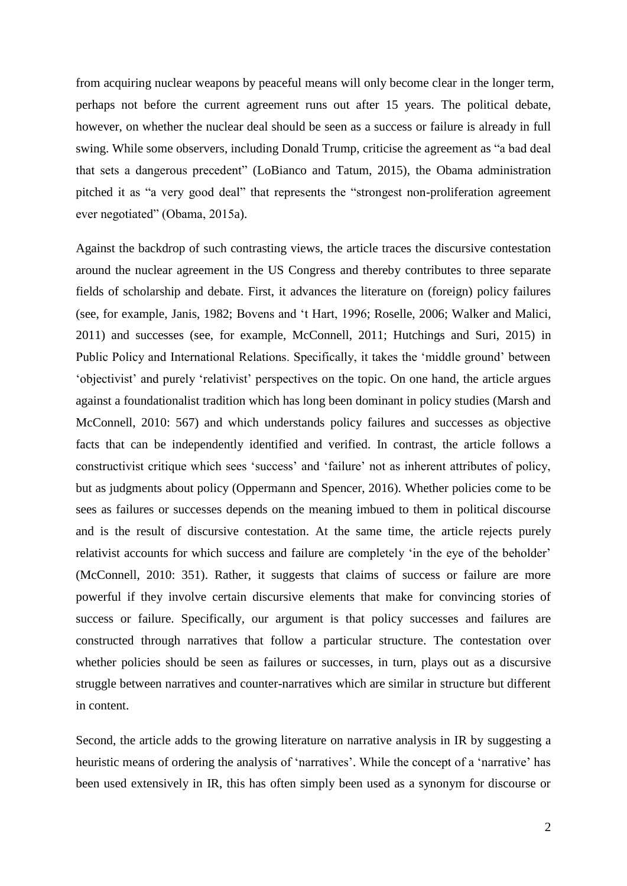from acquiring nuclear weapons by peaceful means will only become clear in the longer term, perhaps not before the current agreement runs out after 15 years. The political debate, however, on whether the nuclear deal should be seen as a success or failure is already in full swing. While some observers, including Donald Trump, criticise the agreement as "a bad deal that sets a dangerous precedent" (LoBianco and Tatum, 2015), the Obama administration pitched it as "a very good deal" that represents the "strongest non-proliferation agreement ever negotiated" (Obama, 2015a).

Against the backdrop of such contrasting views, the article traces the discursive contestation around the nuclear agreement in the US Congress and thereby contributes to three separate fields of scholarship and debate. First, it advances the literature on (foreign) policy failures (see, for example, Janis, 1982; Bovens and 't Hart, 1996; Roselle, 2006; Walker and Malici, 2011) and successes (see, for example, McConnell, 2011; Hutchings and Suri, 2015) in Public Policy and International Relations. Specifically, it takes the 'middle ground' between 'objectivist' and purely 'relativist' perspectives on the topic. On one hand, the article argues against a foundationalist tradition which has long been dominant in policy studies (Marsh and McConnell, 2010: 567) and which understands policy failures and successes as objective facts that can be independently identified and verified. In contrast, the article follows a constructivist critique which sees 'success' and 'failure' not as inherent attributes of policy, but as judgments about policy (Oppermann and Spencer, 2016). Whether policies come to be sees as failures or successes depends on the meaning imbued to them in political discourse and is the result of discursive contestation. At the same time, the article rejects purely relativist accounts for which success and failure are completely 'in the eye of the beholder' (McConnell, 2010: 351). Rather, it suggests that claims of success or failure are more powerful if they involve certain discursive elements that make for convincing stories of success or failure. Specifically, our argument is that policy successes and failures are constructed through narratives that follow a particular structure. The contestation over whether policies should be seen as failures or successes, in turn, plays out as a discursive struggle between narratives and counter-narratives which are similar in structure but different in content.

Second, the article adds to the growing literature on narrative analysis in IR by suggesting a heuristic means of ordering the analysis of 'narratives'. While the concept of a 'narrative' has been used extensively in IR, this has often simply been used as a synonym for discourse or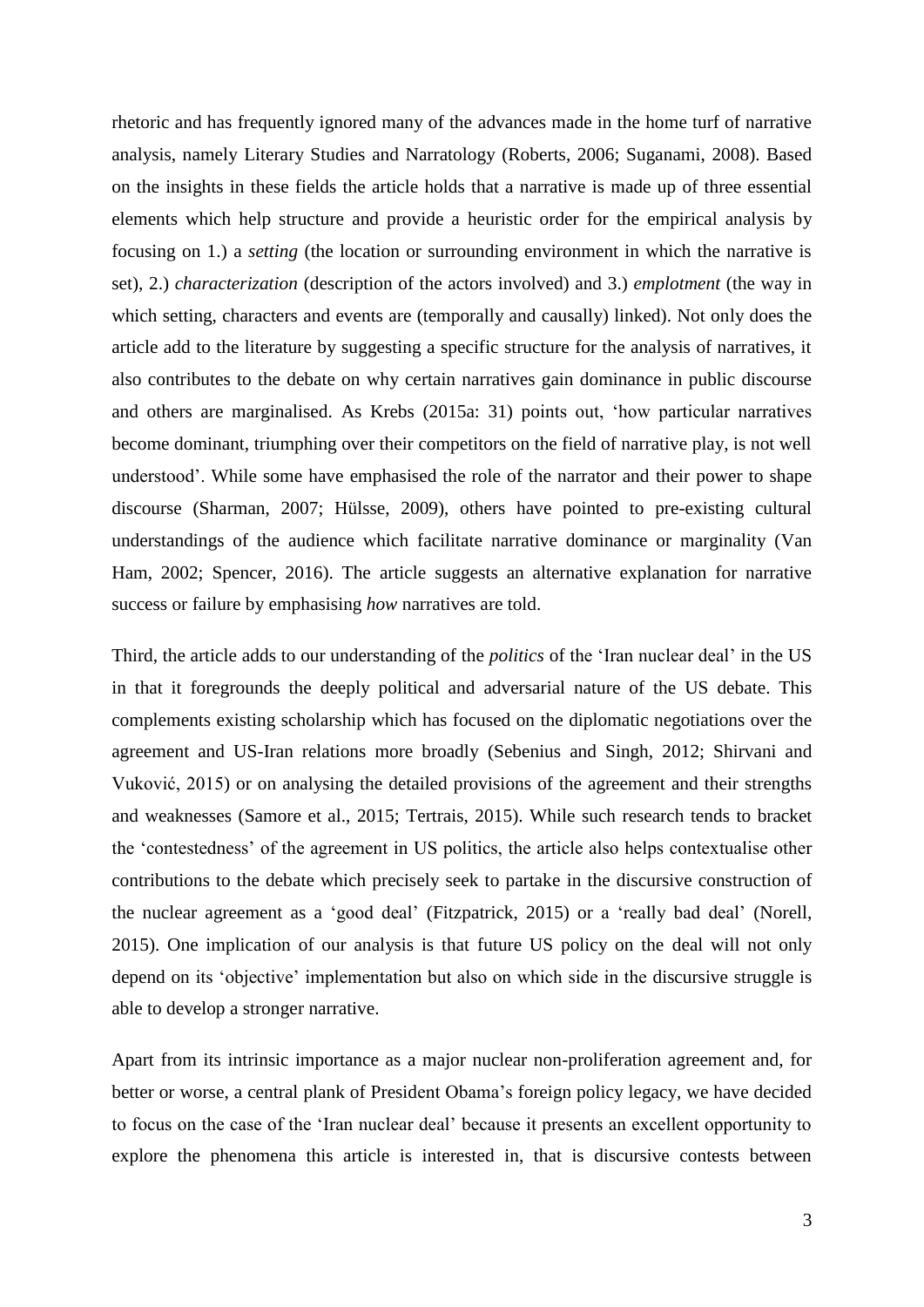rhetoric and has frequently ignored many of the advances made in the home turf of narrative analysis, namely Literary Studies and Narratology (Roberts, 2006; Suganami, 2008). Based on the insights in these fields the article holds that a narrative is made up of three essential elements which help structure and provide a heuristic order for the empirical analysis by focusing on 1.) a *setting* (the location or surrounding environment in which the narrative is set), 2.) *characterization* (description of the actors involved) and 3.) *emplotment* (the way in which setting, characters and events are (temporally and causally) linked). Not only does the article add to the literature by suggesting a specific structure for the analysis of narratives, it also contributes to the debate on why certain narratives gain dominance in public discourse and others are marginalised. As Krebs (2015a: 31) points out, 'how particular narratives become dominant, triumphing over their competitors on the field of narrative play, is not well understood'. While some have emphasised the role of the narrator and their power to shape discourse (Sharman, 2007; Hülsse, 2009), others have pointed to pre-existing cultural understandings of the audience which facilitate narrative dominance or marginality (Van Ham, 2002; Spencer, 2016). The article suggests an alternative explanation for narrative success or failure by emphasising *how* narratives are told.

Third, the article adds to our understanding of the *politics* of the 'Iran nuclear deal' in the US in that it foregrounds the deeply political and adversarial nature of the US debate. This complements existing scholarship which has focused on the diplomatic negotiations over the agreement and US-Iran relations more broadly (Sebenius and Singh, 2012; Shirvani and Vuković, 2015) or on analysing the detailed provisions of the agreement and their strengths and weaknesses (Samore et al., 2015; Tertrais, 2015). While such research tends to bracket the 'contestedness' of the agreement in US politics, the article also helps contextualise other contributions to the debate which precisely seek to partake in the discursive construction of the nuclear agreement as a 'good deal' (Fitzpatrick, 2015) or a 'really bad deal' (Norell, 2015). One implication of our analysis is that future US policy on the deal will not only depend on its 'objective' implementation but also on which side in the discursive struggle is able to develop a stronger narrative.

Apart from its intrinsic importance as a major nuclear non-proliferation agreement and, for better or worse, a central plank of President Obama's foreign policy legacy, we have decided to focus on the case of the 'Iran nuclear deal' because it presents an excellent opportunity to explore the phenomena this article is interested in, that is discursive contests between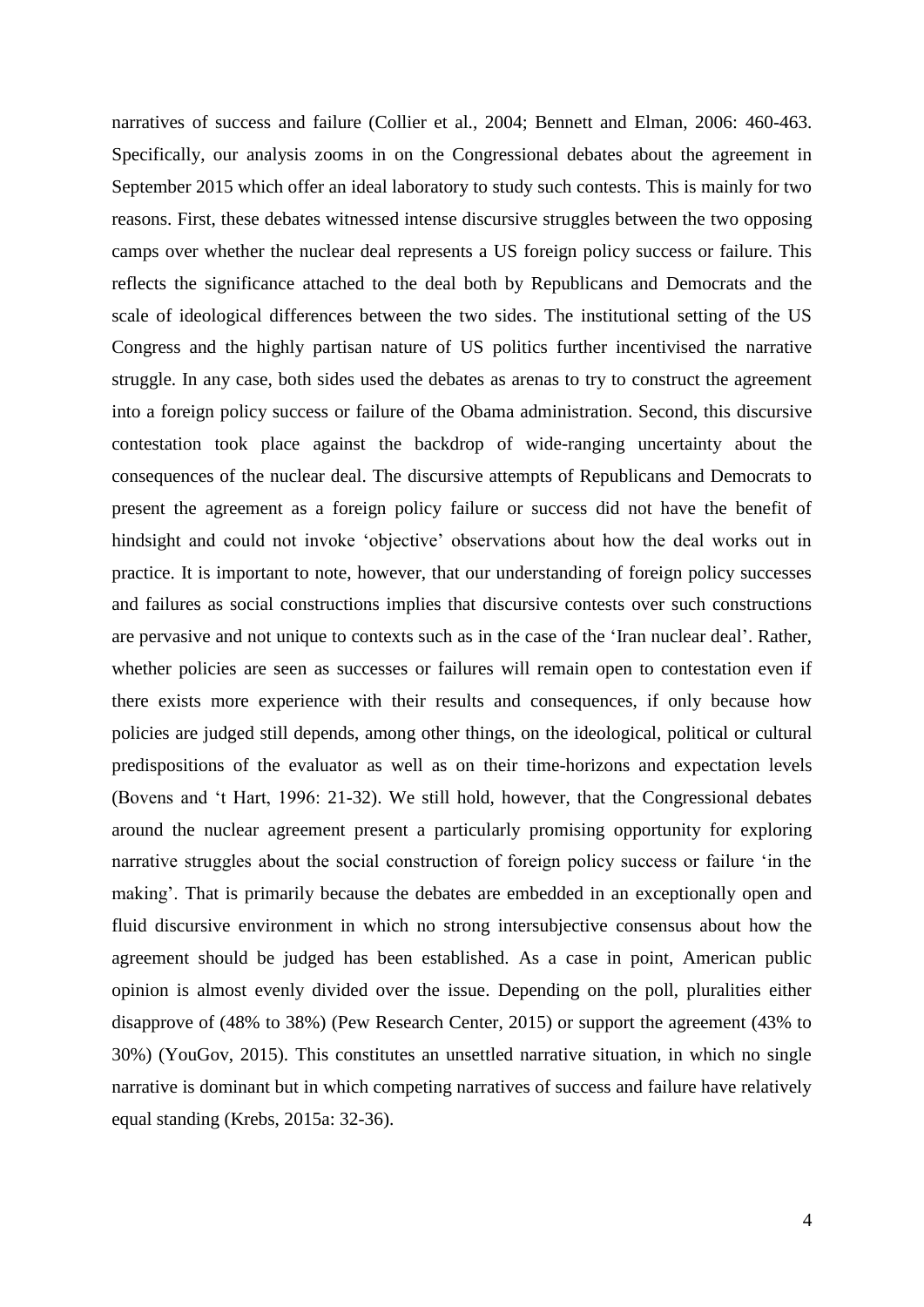narratives of success and failure (Collier et al., 2004; Bennett and Elman, 2006: 460-463. Specifically, our analysis zooms in on the Congressional debates about the agreement in September 2015 which offer an ideal laboratory to study such contests. This is mainly for two reasons. First, these debates witnessed intense discursive struggles between the two opposing camps over whether the nuclear deal represents a US foreign policy success or failure. This reflects the significance attached to the deal both by Republicans and Democrats and the scale of ideological differences between the two sides. The institutional setting of the US Congress and the highly partisan nature of US politics further incentivised the narrative struggle. In any case, both sides used the debates as arenas to try to construct the agreement into a foreign policy success or failure of the Obama administration. Second, this discursive contestation took place against the backdrop of wide-ranging uncertainty about the consequences of the nuclear deal. The discursive attempts of Republicans and Democrats to present the agreement as a foreign policy failure or success did not have the benefit of hindsight and could not invoke 'objective' observations about how the deal works out in practice. It is important to note, however, that our understanding of foreign policy successes and failures as social constructions implies that discursive contests over such constructions are pervasive and not unique to contexts such as in the case of the 'Iran nuclear deal'. Rather, whether policies are seen as successes or failures will remain open to contestation even if there exists more experience with their results and consequences, if only because how policies are judged still depends, among other things, on the ideological, political or cultural predispositions of the evaluator as well as on their time-horizons and expectation levels (Bovens and 't Hart, 1996: 21-32). We still hold, however, that the Congressional debates around the nuclear agreement present a particularly promising opportunity for exploring narrative struggles about the social construction of foreign policy success or failure 'in the making'. That is primarily because the debates are embedded in an exceptionally open and fluid discursive environment in which no strong intersubjective consensus about how the agreement should be judged has been established. As a case in point, American public opinion is almost evenly divided over the issue. Depending on the poll, pluralities either disapprove of (48% to 38%) (Pew Research Center, 2015) or support the agreement (43% to 30%) (YouGov, 2015). This constitutes an unsettled narrative situation, in which no single narrative is dominant but in which competing narratives of success and failure have relatively equal standing (Krebs, 2015a: 32-36).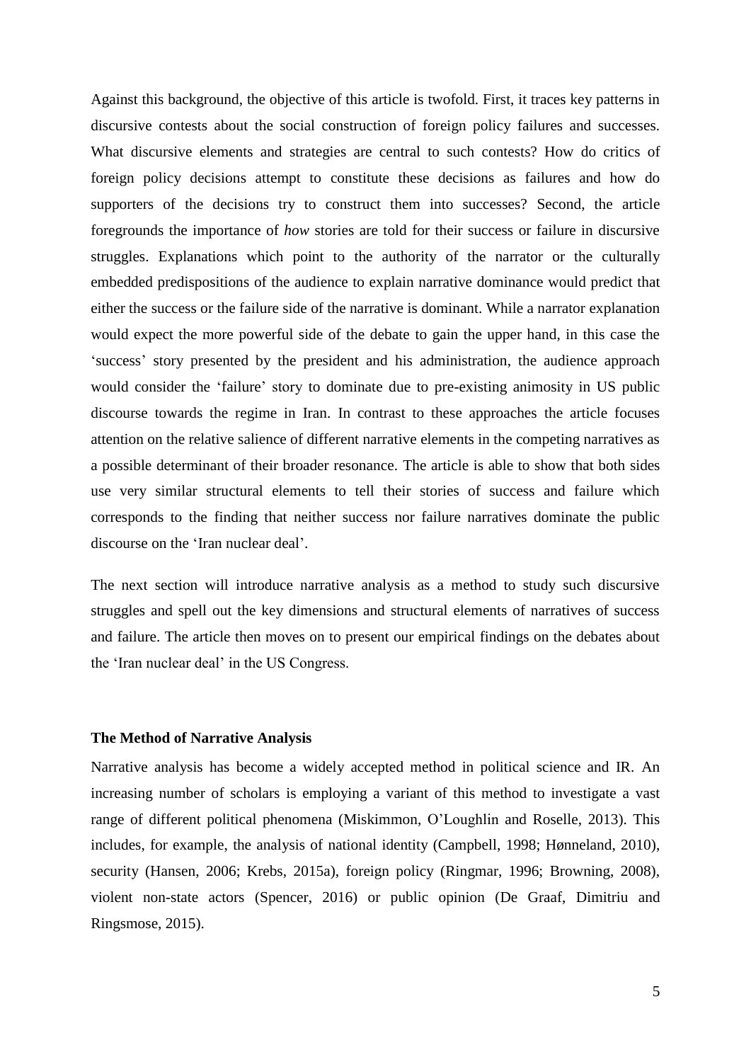Against this background, the objective of this article is twofold. First, it traces key patterns in discursive contests about the social construction of foreign policy failures and successes. What discursive elements and strategies are central to such contests? How do critics of foreign policy decisions attempt to constitute these decisions as failures and how do supporters of the decisions try to construct them into successes? Second, the article foregrounds the importance of *how* stories are told for their success or failure in discursive struggles. Explanations which point to the authority of the narrator or the culturally embedded predispositions of the audience to explain narrative dominance would predict that either the success or the failure side of the narrative is dominant. While a narrator explanation would expect the more powerful side of the debate to gain the upper hand, in this case the 'success' story presented by the president and his administration, the audience approach would consider the 'failure' story to dominate due to pre-existing animosity in US public discourse towards the regime in Iran. In contrast to these approaches the article focuses attention on the relative salience of different narrative elements in the competing narratives as a possible determinant of their broader resonance. The article is able to show that both sides use very similar structural elements to tell their stories of success and failure which corresponds to the finding that neither success nor failure narratives dominate the public discourse on the 'Iran nuclear deal'.

The next section will introduce narrative analysis as a method to study such discursive struggles and spell out the key dimensions and structural elements of narratives of success and failure. The article then moves on to present our empirical findings on the debates about the 'Iran nuclear deal' in the US Congress.

## The Method of Narrative Analysis

Narrative analysis has become a widely accepted method in political science and IR. An increasing number of scholars is employing a variant of this method to investigate a vast range of different political phenomena (Miskimmon, O'Loughlin and Roselle, 2013). This includes, for example, the analysis of national identity (Campbell, 1998; Hønneland, 2010), security (Hansen, 2006; Krebs, 2015a), foreign policy (Ringmar, 1996; Browning, 2008), violent non-state actors (Spencer, 2016) or public opinion (De Graaf, Dimitriu and Ringsmose, 2015).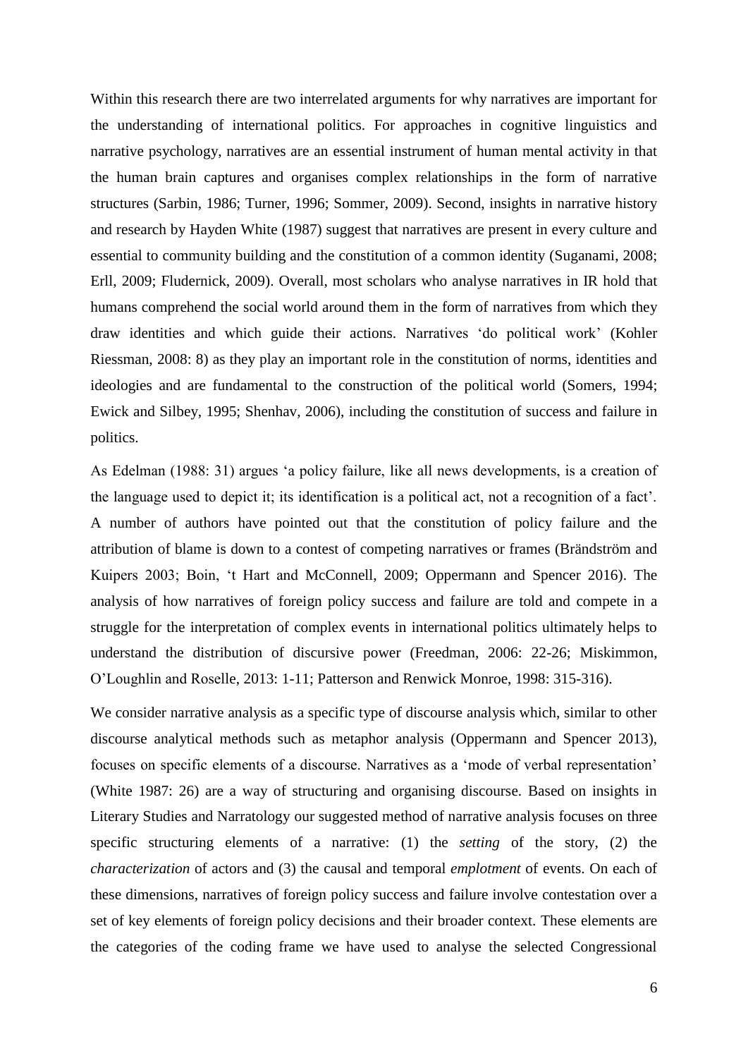Within this research there are two interrelated arguments for why narratives are important for the understanding of international politics. For approaches in cognitive linguistics and narrative psychology, narratives are an essential instrument of human mental activity in that the human brain captures and organises complex relationships in the form of narrative structures (Sarbin, 1986; Turner, 1996; Sommer, 2009). Second, insights in narrative history and research by Hayden White (1987) suggest that narratives are present in every culture and essential to community building and the constitution of a common identity (Suganami, 2008; Erll, 2009; Fludernick, 2009). Overall, most scholars who analyse narratives in IR hold that humans comprehend the social world around them in the form of narratives from which they draw identities and which guide their actions. Narratives 'do political work' (Kohler Riessman, 2008: 8) as they play an important role in the constitution of norms, identities and ideologies and are fundamental to the construction of the political world (Somers, 1994; Ewick and Silbey, 1995; Shenhav, 2006), including the constitution of success and failure in politics.

As Edelman (1988: 31) argues 'a policy failure, like all news developments, is a creation of the language used to depict it; its identification is a political act, not a recognition of a fact'. A number of authors have pointed out that the constitution of policy failure and the attribution of blame is down to a contest of competing narratives or frames (Brändström and Kuipers 2003; Boin, 't Hart and McConnell, 2009; Oppermann and Spencer 2016). The analysis of how narratives of foreign policy success and failure are told and compete in a struggle for the interpretation of complex events in international politics ultimately helps to understand the distribution of discursive power (Freedman, 2006: 22-26; Miskimmon, O'Loughlin and Roselle, 2013: 1-11; Patterson and Renwick Monroe, 1998: 315-316).

We consider narrative analysis as a specific type of discourse analysis which, similar to other discourse analytical methods such as metaphor analysis (Oppermann and Spencer 2013), focuses on specific elements of a discourse. Narratives as a 'mode of verbal representation' (White 1987: 26) are a way of structuring and organising discourse. Based on insights in Literary Studies and Narratology our suggested method of narrative analysis focuses on three specific structuring elements of a narrative: (1) the *setting* of the story, (2) the *characterization* of actors and (3) the causal and temporal *emplotment* of events. On each of these dimensions, narratives of foreign policy success and failure involve contestation over a set of key elements of foreign policy decisions and their broader context. These elements are the categories of the coding frame we have used to analyse the selected Congressional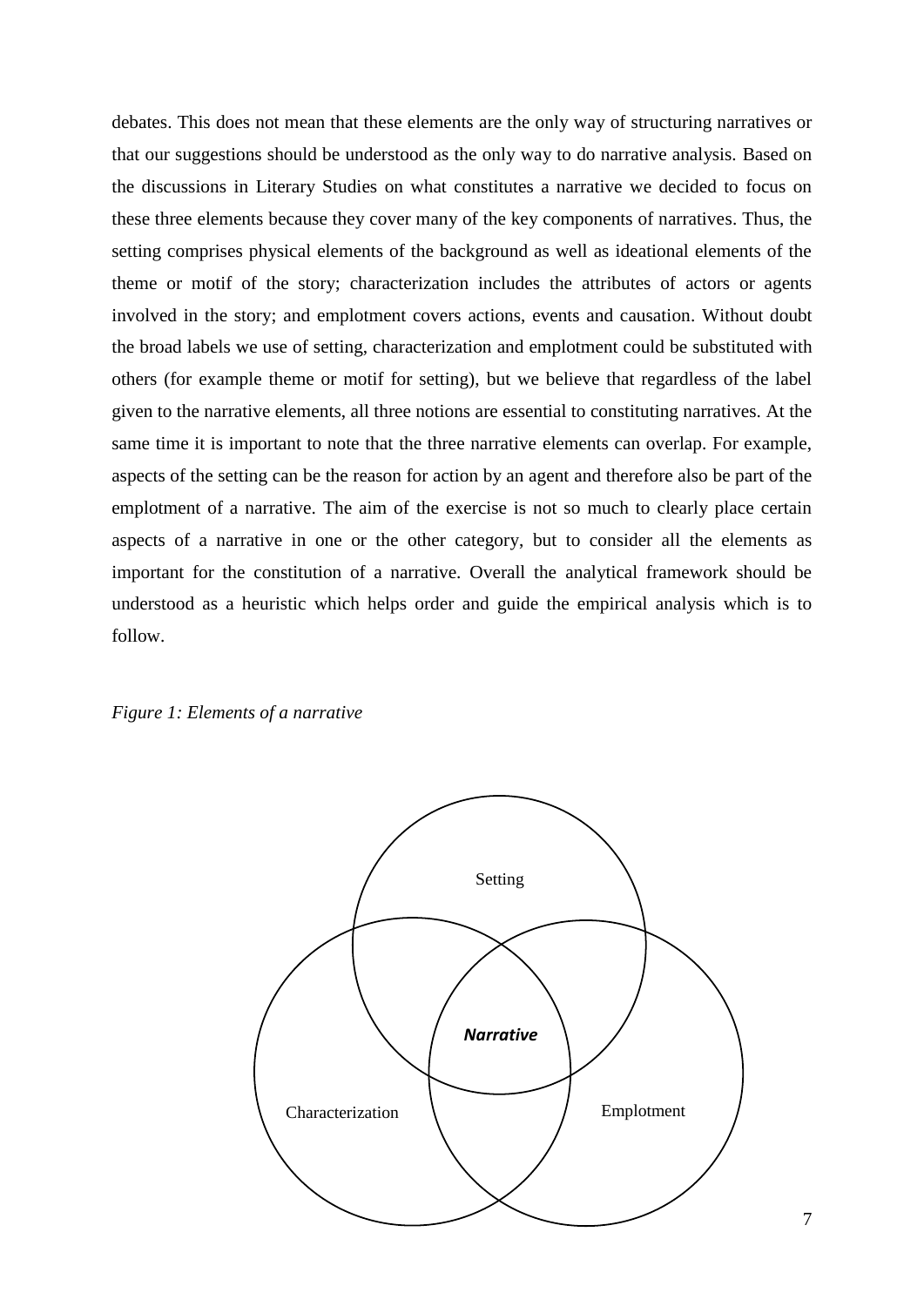debates. This does not mean that these elements are the only way of structuring narratives or that our suggestions should be understood as the only way to do narrative analysis. Based on the discussions in Literary Studies on what constitutes a narrative we decided to focus on these three elements because they cover many of the key components of narratives. Thus, the setting comprises physical elements of the background as well as ideational elements of the theme or motif of the story; characterization includes the attributes of actors or agents involved in the story; and emplotment covers actions, events and causation. Without doubt the broad labels we use of setting, characterization and emplotment could be substituted with others (for example theme or motif for setting), but we believe that regardless of the label given to the narrative elements, all three notions are essential to constituting narratives. At the same time it is important to note that the three narrative elements can overlap. For example, aspects of the setting can be the reason for action by an agent and therefore also be part of the emplotment of a narrative. The aim of the exercise is not so much to clearly place certain aspects of a narrative in one or the other category, but to consider all the elements as important for the constitution of a narrative. Overall the analytical framework should be understood as a heuristic which helps order and guide the empirical analysis which is to follow.

*Figure 1: Elements of a narrative*

Setting

***Narrative***

Characterization

Emplotment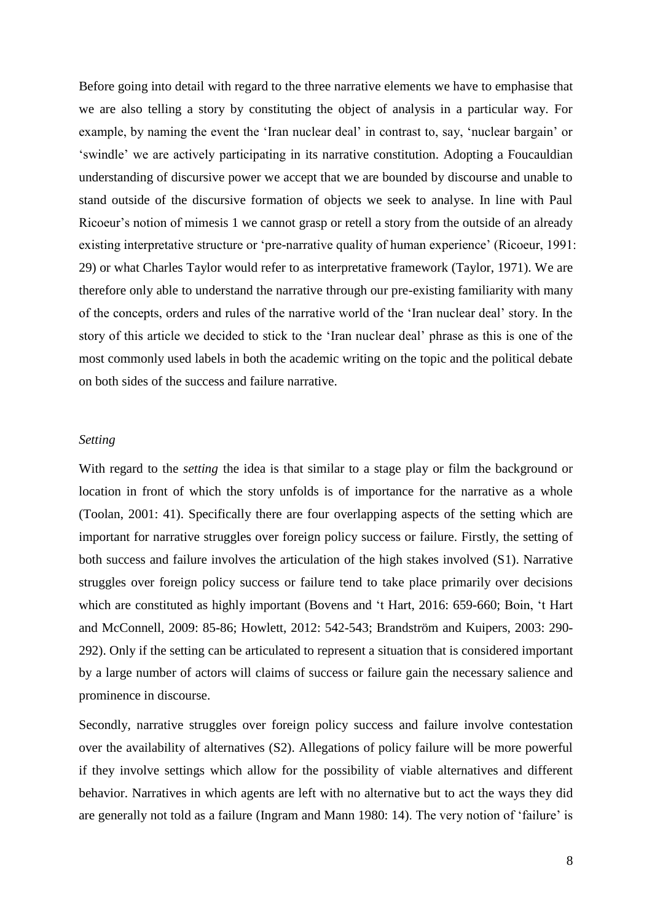Before going into detail with regard to the three narrative elements we have to emphasise that we are also telling a story by constituting the object of analysis in a particular way. For example, by naming the event the 'Iran nuclear deal' in contrast to, say, 'nuclear bargain' or 'swindle' we are actively participating in its narrative constitution. Adopting a Foucauldian understanding of discursive power we accept that we are bounded by discourse and unable to stand outside of the discursive formation of objects we seek to analyse. In line with Paul Ricoeur's notion of mimesis 1 we cannot grasp or retell a story from the outside of an already existing interpretative structure or 'pre-narrative quality of human experience' (Ricoeur, 1991: 29) or what Charles Taylor would refer to as interpretative framework (Taylor, 1971). We are therefore only able to understand the narrative through our pre-existing familiarity with many of the concepts, orders and rules of the narrative world of the 'Iran nuclear deal' story. In the story of this article we decided to stick to the 'Iran nuclear deal' phrase as this is one of the most commonly used labels in both the academic writing on the topic and the political debate on both sides of the success and failure narrative.

*Setting*

With regard to the *setting* the idea is that similar to a stage play or film the background or location in front of which the story unfolds is of importance for the narrative as a whole (Toolan, 2001: 41). Specifically there are four overlapping aspects of the setting which are important for narrative struggles over foreign policy success or failure. Firstly, the setting of both success and failure involves the articulation of the high stakes involved (S1). Narrative struggles over foreign policy success or failure tend to take place primarily over decisions which are constituted as highly important (Bovens and 't Hart, 2016: 659-660; Boin, 't Hart and McConnell, 2009: 85-86; Howlett, 2012: 542-543; Brandström and Kuipers, 2003: 290-292). Only if the setting can be articulated to represent a situation that is considered important by a large number of actors will claims of success or failure gain the necessary salience and prominence in discourse.

Secondly, narrative struggles over foreign policy success and failure involve contestation over the availability of alternatives (S2). Allegations of policy failure will be more powerful if they involve settings which allow for the possibility of viable alternatives and different behavior. Narratives in which agents are left with no alternative but to act the ways they did are generally not told as a failure (Ingram and Mann 1980: 14). The very notion of 'failure' is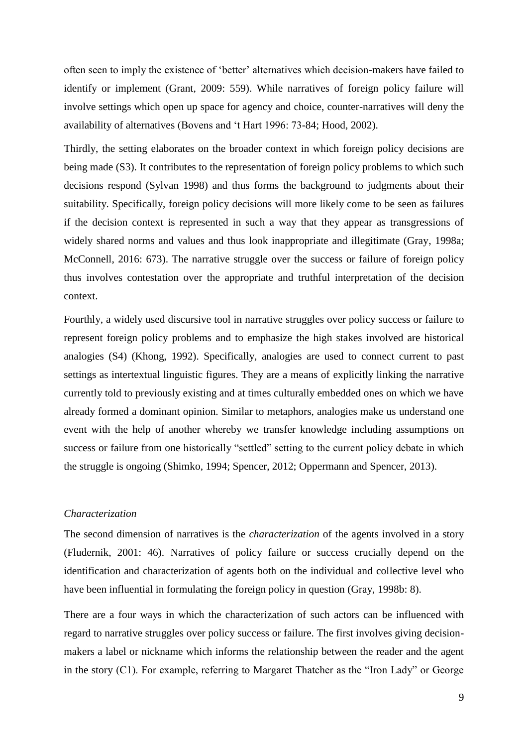often seen to imply the existence of 'better' alternatives which decision-makers have failed to identify or implement (Grant, 2009: 559). While narratives of foreign policy failure will involve settings which open up space for agency and choice, counter-narratives will deny the availability of alternatives (Bovens and 't Hart 1996: 73-84; Hood, 2002).

Thirdly, the setting elaborates on the broader context in which foreign policy decisions are being made (S3). It contributes to the representation of foreign policy problems to which such decisions respond (Sylvan 1998) and thus forms the background to judgments about their suitability. Specifically, foreign policy decisions will more likely come to be seen as failures if the decision context is represented in such a way that they appear as transgressions of widely shared norms and values and thus look inappropriate and illegitimate (Gray, 1998a; McConnell, 2016: 673). The narrative struggle over the success or failure of foreign policy thus involves contestation over the appropriate and truthful interpretation of the decision context.

Fourthly, a widely used discursive tool in narrative struggles over policy success or failure to represent foreign policy problems and to emphasize the high stakes involved are historical analogies (S4) (Khong, 1992). Specifically, analogies are used to connect current to past settings as intertextual linguistic figures. They are a means of explicitly linking the narrative currently told to previously existing and at times culturally embedded ones on which we have already formed a dominant opinion. Similar to metaphors, analogies make us understand one event with the help of another whereby we transfer knowledge including assumptions on success or failure from one historically "settled" setting to the current policy debate in which the struggle is ongoing (Shimko, 1994; Spencer, 2012; Oppermann and Spencer, 2013).

### *Characterization*

The second dimension of narratives is the *characterization* of the agents involved in a story (Fludernik, 2001: 46). Narratives of policy failure or success crucially depend on the identification and characterization of agents both on the individual and collective level who have been influential in formulating the foreign policy in question (Gray, 1998b: 8).

There are a four ways in which the characterization of such actors can be influenced with regard to narrative struggles over policy success or failure. The first involves giving decision-makers a label or nickname which informs the relationship between the reader and the agent in the story (C1). For example, referring to Margaret Thatcher as the "Iron Lady" or George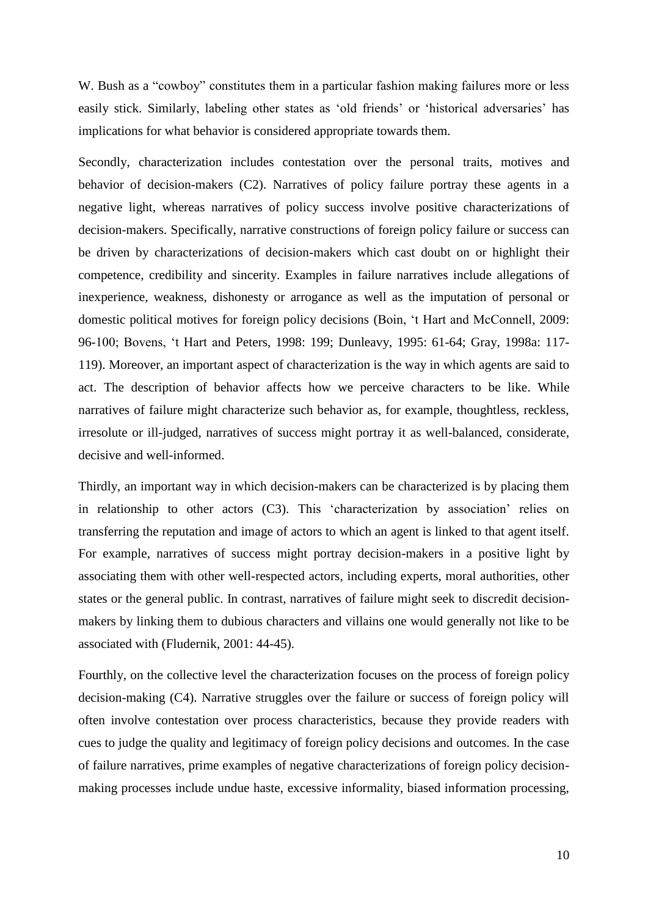W. Bush as a "cowboy" constitutes them in a particular fashion making failures more or less easily stick. Similarly, labeling other states as 'old friends' or 'historical adversaries' has implications for what behavior is considered appropriate towards them.

Secondly, characterization includes contestation over the personal traits, motives and behavior of decision-makers (C2). Narratives of policy failure portray these agents in a negative light, whereas narratives of policy success involve positive characterizations of decision-makers. Specifically, narrative constructions of foreign policy failure or success can be driven by characterizations of decision-makers which cast doubt on or highlight their competence, credibility and sincerity. Examples in failure narratives include allegations of inexperience, weakness, dishonesty or arrogance as well as the imputation of personal or domestic political motives for foreign policy decisions (Boin, 't Hart and McConnell, 2009: 96-100; Bovens, 't Hart and Peters, 1998: 199; Dunleavy, 1995: 61-64; Gray, 1998a: 117-119). Moreover, an important aspect of characterization is the way in which agents are said to act. The description of behavior affects how we perceive characters to be like. While narratives of failure might characterize such behavior as, for example, thoughtless, reckless, irresolute or ill-judged, narratives of success might portray it as well-balanced, considerate, decisive and well-informed.

Thirdly, an important way in which decision-makers can be characterized is by placing them in relationship to other actors (C3). This 'characterization by association' relies on transferring the reputation and image of actors to which an agent is linked to that agent itself. For example, narratives of success might portray decision-makers in a positive light by associating them with other well-respected actors, including experts, moral authorities, other states or the general public. In contrast, narratives of failure might seek to discredit decision-makers by linking them to dubious characters and villains one would generally not like to be associated with (Fludernik, 2001: 44-45).

Fourthly, on the collective level the characterization focuses on the process of foreign policy decision-making (C4). Narrative struggles over the failure or success of foreign policy will often involve contestation over process characteristics, because they provide readers with cues to judge the quality and legitimacy of foreign policy decisions and outcomes. In the case of failure narratives, prime examples of negative characterizations of foreign policy decision-making processes include undue haste, excessive informality, biased information processing,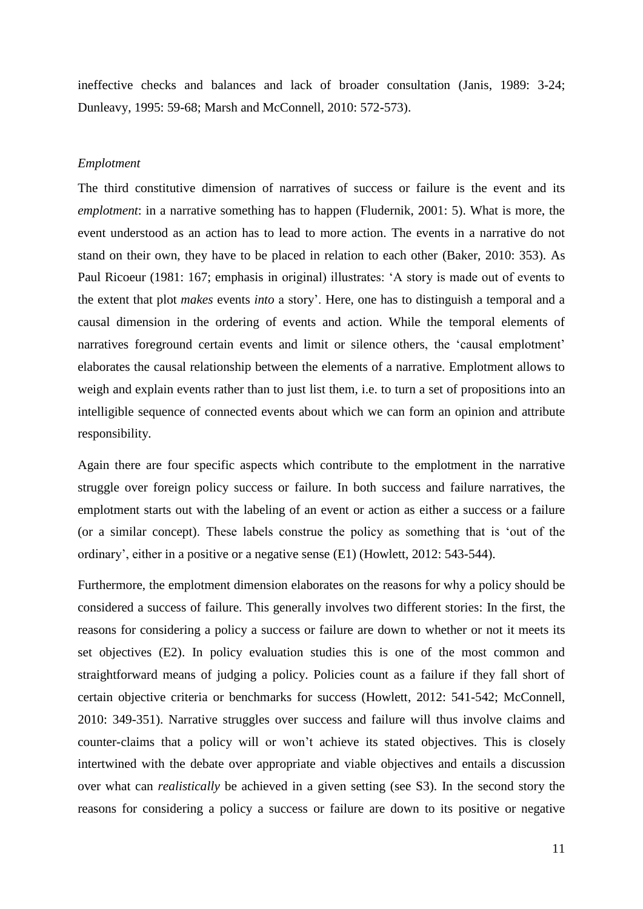ineffective checks and balances and lack of broader consultation (Janis, 1989: 3-24; Dunleavy, 1995: 59-68; Marsh and McConnell, 2010: 572-573).

### *Emplotment*

The third constitutive dimension of narratives of success or failure is the event and its *emplotment*: in a narrative something has to happen (Fludernik, 2001: 5). What is more, the event understood as an action has to lead to more action. The events in a narrative do not stand on their own, they have to be placed in relation to each other (Baker, 2010: 353). As Paul Ricoeur (1981: 167; emphasis in original) illustrates: 'A story is made out of events to the extent that plot *makes* events *into* a story'. Here, one has to distinguish a temporal and a causal dimension in the ordering of events and action. While the temporal elements of narratives foreground certain events and limit or silence others, the 'causal emplotment' elaborates the causal relationship between the elements of a narrative. Emplotment allows to weigh and explain events rather than to just list them, i.e. to turn a set of propositions into an intelligible sequence of connected events about which we can form an opinion and attribute responsibility.

Again there are four specific aspects which contribute to the emplotment in the narrative struggle over foreign policy success or failure. In both success and failure narratives, the emplotment starts out with the labeling of an event or action as either a success or a failure (or a similar concept). These labels construe the policy as something that is 'out of the ordinary', either in a positive or a negative sense (E1) (Howlett, 2012: 543-544).

Furthermore, the emplotment dimension elaborates on the reasons for why a policy should be considered a success of failure. This generally involves two different stories: In the first, the reasons for considering a policy a success or failure are down to whether or not it meets its set objectives (E2). In policy evaluation studies this is one of the most common and straightforward means of judging a policy. Policies count as a failure if they fall short of certain objective criteria or benchmarks for success (Howlett, 2012: 541-542; McConnell, 2010: 349-351). Narrative struggles over success and failure will thus involve claims and counter-claims that a policy will or won't achieve its stated objectives. This is closely intertwined with the debate over appropriate and viable objectives and entails a discussion over what can *realistically* be achieved in a given setting (see S3). In the second story the reasons for considering a policy a success or failure are down to its positive or negative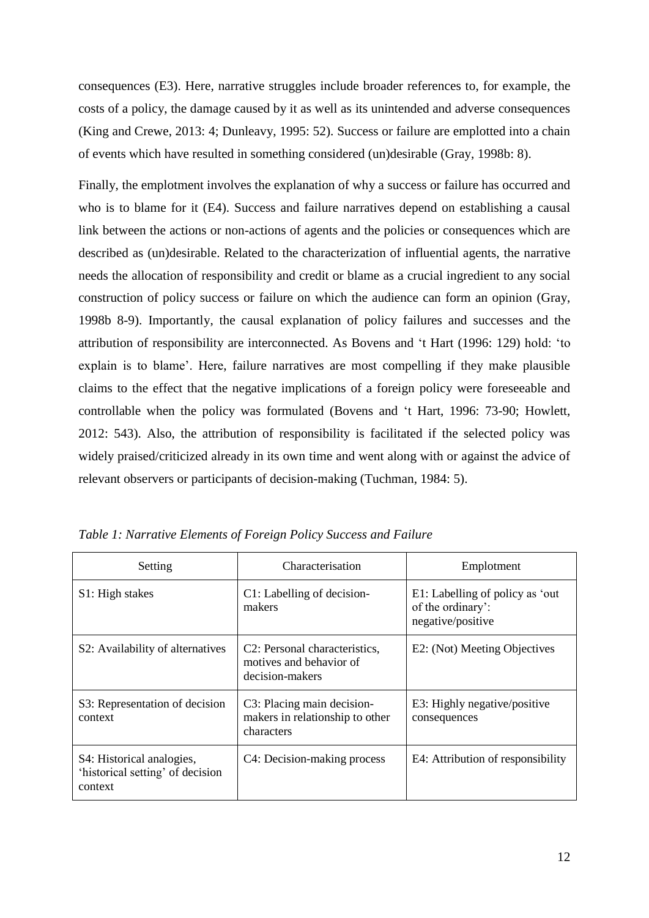consequences (E3). Here, narrative struggles include broader references to, for example, the costs of a policy, the damage caused by it as well as its unintended and adverse consequences (King and Crewe, 2013: 4; Dunleavy, 1995: 52). Success or failure are emplotted into a chain of events which have resulted in something considered (un)desirable (Gray, 1998b: 8).

Finally, the emplotment involves the explanation of why a success or failure has occurred and who is to blame for it (E4). Success and failure narratives depend on establishing a causal link between the actions or non-actions of agents and the policies or consequences which are described as (un)desirable. Related to the characterization of influential agents, the narrative needs the allocation of responsibility and credit or blame as a crucial ingredient to any social construction of policy success or failure on which the audience can form an opinion (Gray, 1998b 8-9). Importantly, the causal explanation of policy failures and successes and the attribution of responsibility are interconnected. As Bovens and 't Hart (1996: 129) hold: 'to explain is to blame'. Here, failure narratives are most compelling if they make plausible claims to the effect that the negative implications of a foreign policy were foreseeable and controllable when the policy was formulated (Bovens and 't Hart, 1996: 73-90; Howlett, 2012: 543). Also, the attribution of responsibility is facilitated if the selected policy was widely praised/criticized already in its own time and went along with or against the advice of relevant observers or participants of decision-making (Tuchman, 1984: 5).

*Table 1: Narrative Elements of Foreign Policy Success and Failure*

| Setting | Characterisation | Emplotment |
|---|---|---|
| S1: High stakes | C1: Labelling of decision-makers | E1: Labelling of policy as 'out of the ordinary': negative/positive |
| S2: Availability of alternatives | C2: Personal characteristics, motives and behavior of decision-makers | E2: (Not) Meeting Objectives |
| S3: Representation of decision context | C3: Placing main decision-makers in relationship to other characters | E3: Highly negative/positive consequences |
| S4: Historical analogies, 'historical setting' of decision context | C4: Decision-making process | E4: Attribution of responsibility |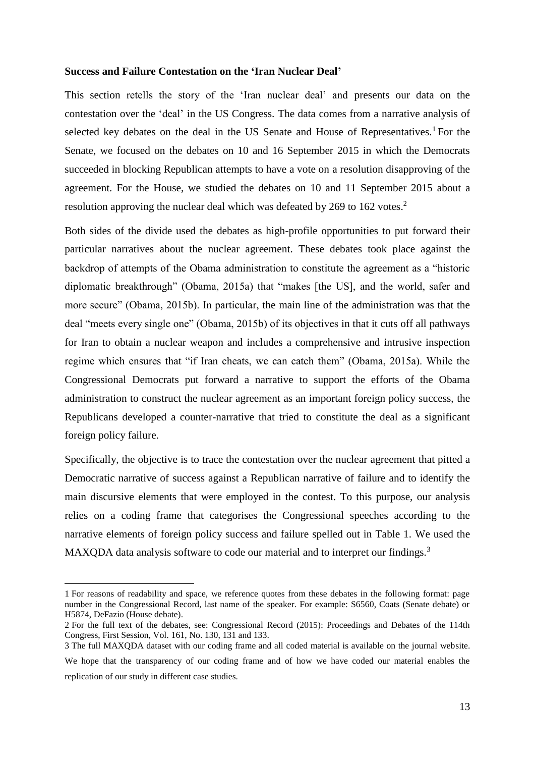**Success and Failure Contestation on the 'Iran Nuclear Deal'**

This section retells the story of the 'Iran nuclear deal' and presents our data on the contestation over the 'deal' in the US Congress. The data comes from a narrative analysis of selected key debates on the deal in the US Senate and House of Representatives.[1] For the Senate, we focused on the debates on 10 and 16 September 2015 in which the Democrats succeeded in blocking Republican attempts to have a vote on a resolution disapproving of the agreement. For the House, we studied the debates on 10 and 11 September 2015 about a resolution approving the nuclear deal which was defeated by 269 to 162 votes.[2]

Both sides of the divide used the debates as high-profile opportunities to put forward their particular narratives about the nuclear agreement. These debates took place against the backdrop of attempts of the Obama administration to constitute the agreement as a "historic diplomatic breakthrough" (Obama, 2015a) that "makes [the US], and the world, safer and more secure" (Obama, 2015b). In particular, the main line of the administration was that the deal "meets every single one" (Obama, 2015b) of its objectives in that it cuts off all pathways for Iran to obtain a nuclear weapon and includes a comprehensive and intrusive inspection regime which ensures that "if Iran cheats, we can catch them" (Obama, 2015a). While the Congressional Democrats put forward a narrative to support the efforts of the Obama administration to construct the nuclear agreement as an important foreign policy success, the Republicans developed a counter-narrative that tried to constitute the deal as a significant foreign policy failure.

Specifically, the objective is to trace the contestation over the nuclear agreement that pitted a Democratic narrative of success against a Republican narrative of failure and to identify the main discursive elements that were employed in the contest. To this purpose, our analysis relies on a coding frame that categorises the Congressional speeches according to the narrative elements of foreign policy success and failure spelled out in Table 1. We used the MAXQDA data analysis software to code our material and to interpret our findings.[3]

---

1 For reasons of readability and space, we reference quotes from these debates in the following format: page number in the Congressional Record, last name of the speaker. For example: S6560, Coats (Senate debate) or H5874, DeFazio (House debate).

2 For the full text of the debates, see: Congressional Record (2015): Proceedings and Debates of the 114th Congress, First Session, Vol. 161, No. 130, 131 and 133.

3 The full MAXQDA dataset with our coding frame and all coded material is available on the journal website. We hope that the transparency of our coding frame and of how we have coded our material enables the replication of our study in different case studies.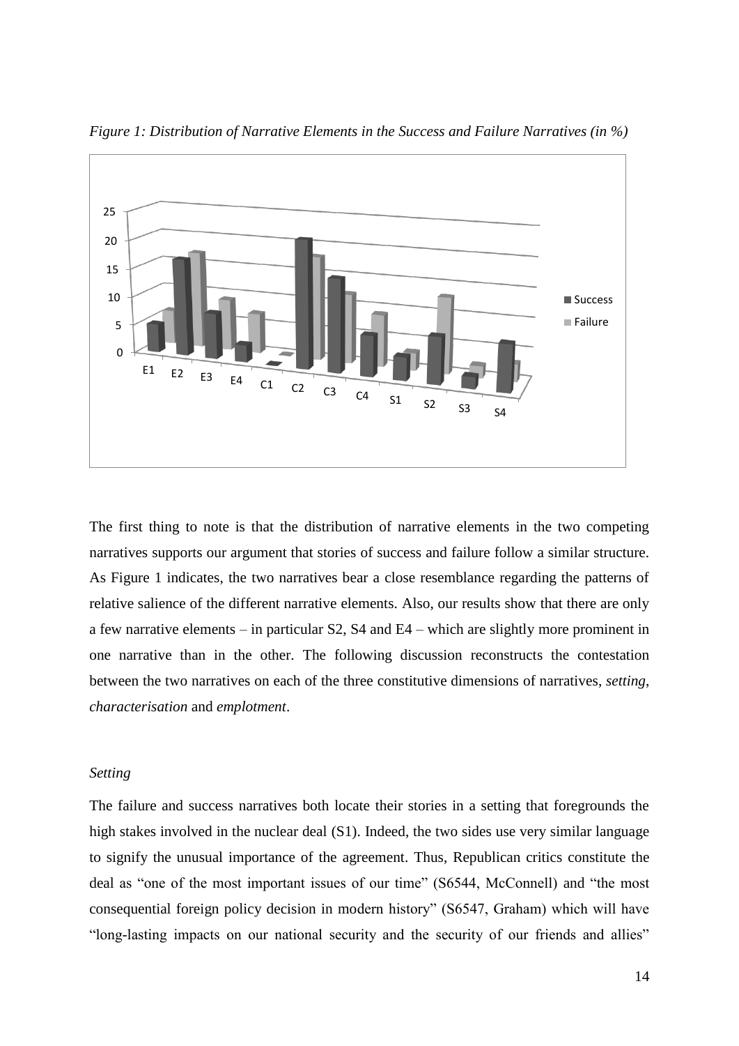*Figure 1: Distribution of Narrative Elements in the Success and Failure Narratives (in %)*

The first thing to note is that the distribution of narrative elements in the two competing narratives supports our argument that stories of success and failure follow a similar structure. As Figure 1 indicates, the two narratives bear a close resemblance regarding the patterns of relative salience of the different narrative elements. Also, our results show that there are only a few narrative elements – in particular S2, S4 and E4 – which are slightly more prominent in one narrative than in the other. The following discussion reconstructs the contestation between the two narratives on each of the three constitutive dimensions of narratives, *setting*, *characterisation* and *emplotment*.

### *Setting*

The failure and success narratives both locate their stories in a setting that foregrounds the high stakes involved in the nuclear deal (S1). Indeed, the two sides use very similar language to signify the unusual importance of the agreement. Thus, Republican critics constitute the deal as "one of the most important issues of our time" (S6544, McConnell) and "the most consequential foreign policy decision in modern history" (S6547, Graham) which will have "long-lasting impacts on our national security and the security of our friends and allies"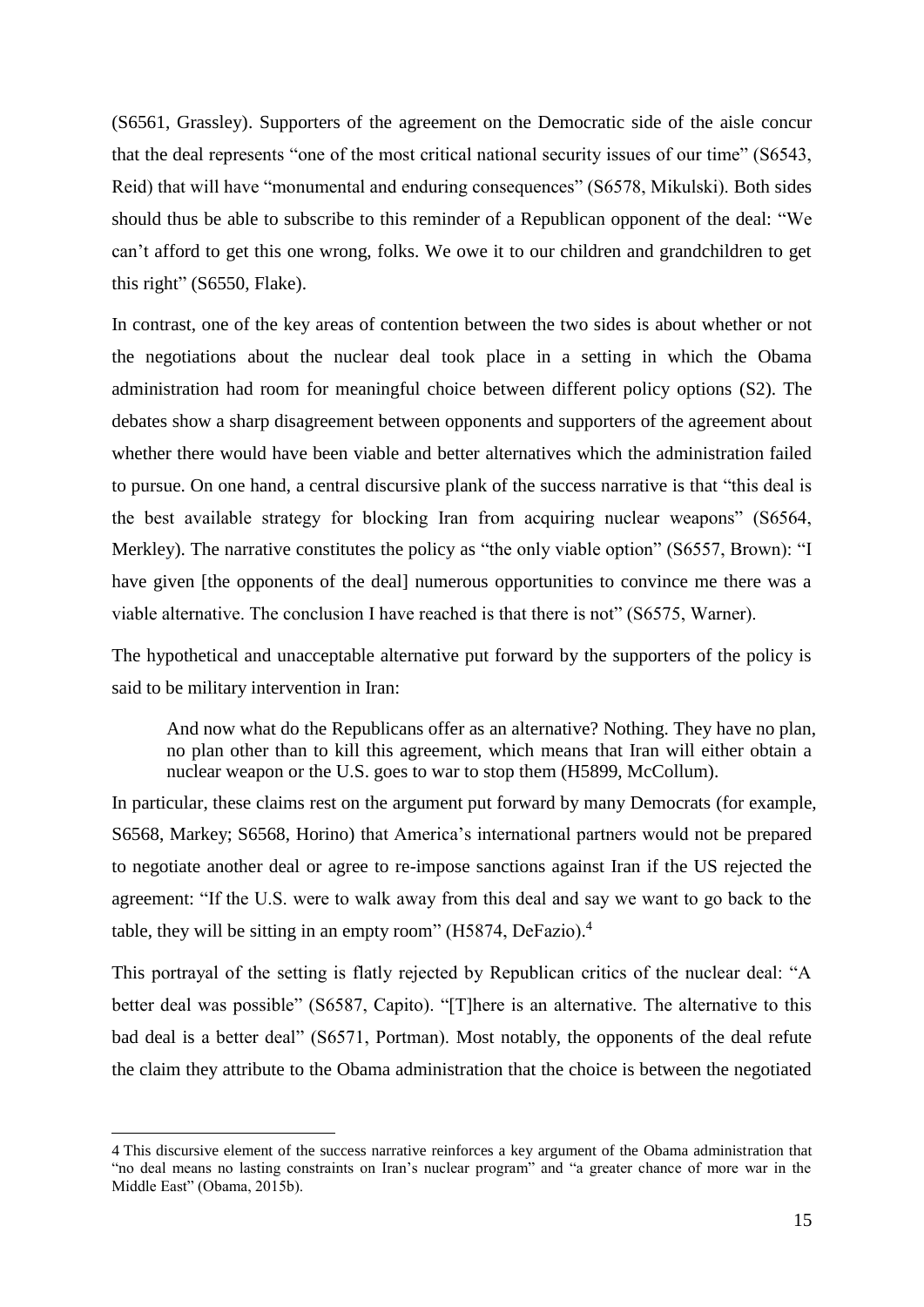(S6561, Grassley). Supporters of the agreement on the Democratic side of the aisle concur that the deal represents "one of the most critical national security issues of our time" (S6543, Reid) that will have "monumental and enduring consequences" (S6578, Mikulski). Both sides should thus be able to subscribe to this reminder of a Republican opponent of the deal: "We can't afford to get this one wrong, folks. We owe it to our children and grandchildren to get this right" (S6550, Flake).

In contrast, one of the key areas of contention between the two sides is about whether or not the negotiations about the nuclear deal took place in a setting in which the Obama administration had room for meaningful choice between different policy options (S2). The debates show a sharp disagreement between opponents and supporters of the agreement about whether there would have been viable and better alternatives which the administration failed to pursue. On one hand, a central discursive plank of the success narrative is that "this deal is the best available strategy for blocking Iran from acquiring nuclear weapons" (S6564, Merkley). The narrative constitutes the policy as "the only viable option" (S6557, Brown): "I have given [the opponents of the deal] numerous opportunities to convince me there was a viable alternative. The conclusion I have reached is that there is not" (S6575, Warner).

The hypothetical and unacceptable alternative put forward by the supporters of the policy is said to be military intervention in Iran:

> And now what do the Republicans offer as an alternative? Nothing. They have no plan, no plan other than to kill this agreement, which means that Iran will either obtain a nuclear weapon or the U.S. goes to war to stop them (H5899, McCollum).

In particular, these claims rest on the argument put forward by many Democrats (for example, S6568, Markey; S6568, Horino) that America's international partners would not be prepared to negotiate another deal or agree to re-impose sanctions against Iran if the US rejected the agreement: "If the U.S. were to walk away from this deal and say we want to go back to the table, they will be sitting in an empty room" (H5874, DeFazio).[4]

This portrayal of the setting is flatly rejected by Republican critics of the nuclear deal: "A better deal was possible" (S6587, Capito). "[T]here is an alternative. The alternative to this bad deal is a better deal" (S6571, Portman). Most notably, the opponents of the deal refute the claim they attribute to the Obama administration that the choice is between the negotiated

---

4 This discursive element of the success narrative reinforces a key argument of the Obama administration that "no deal means no lasting constraints on Iran's nuclear program" and "a greater chance of more war in the Middle East" (Obama, 2015b).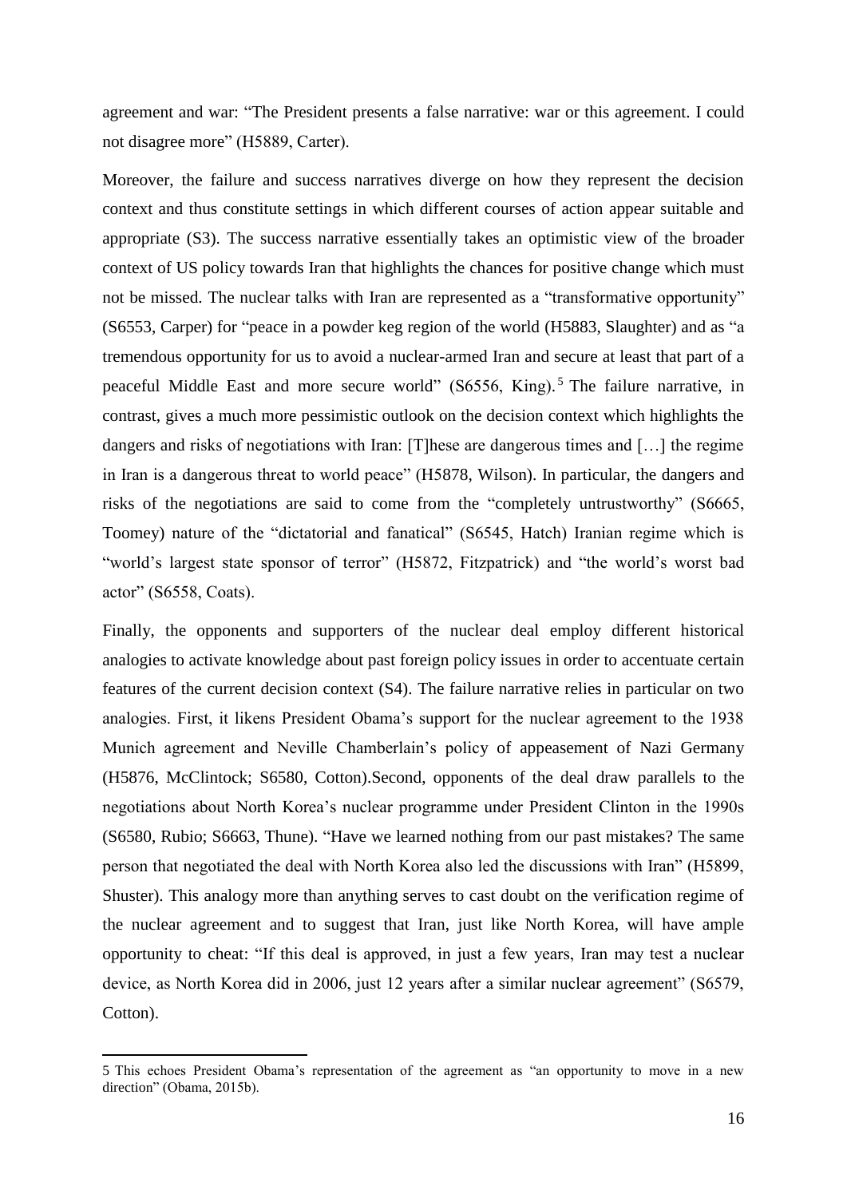agreement and war: "The President presents a false narrative: war or this agreement. I could not disagree more" (H5889, Carter).

Moreover, the failure and success narratives diverge on how they represent the decision context and thus constitute settings in which different courses of action appear suitable and appropriate (S3). The success narrative essentially takes an optimistic view of the broader context of US policy towards Iran that highlights the chances for positive change which must not be missed. The nuclear talks with Iran are represented as a "transformative opportunity" (S6553, Carper) for "peace in a powder keg region of the world (H5883, Slaughter) and as "a tremendous opportunity for us to avoid a nuclear-armed Iran and secure at least that part of a peaceful Middle East and more secure world" (S6556, King).[5] The failure narrative, in contrast, gives a much more pessimistic outlook on the decision context which highlights the dangers and risks of negotiations with Iran: [T]hese are dangerous times and […] the regime in Iran is a dangerous threat to world peace" (H5878, Wilson). In particular, the dangers and risks of the negotiations are said to come from the "completely untrustworthy" (S6665, Toomey) nature of the "dictatorial and fanatical" (S6545, Hatch) Iranian regime which is "world's largest state sponsor of terror" (H5872, Fitzpatrick) and "the world's worst bad actor" (S6558, Coats).

Finally, the opponents and supporters of the nuclear deal employ different historical analogies to activate knowledge about past foreign policy issues in order to accentuate certain features of the current decision context (S4). The failure narrative relies in particular on two analogies. First, it likens President Obama's support for the nuclear agreement to the 1938 Munich agreement and Neville Chamberlain's policy of appeasement of Nazi Germany (H5876, McClintock; S6580, Cotton).Second, opponents of the deal draw parallels to the negotiations about North Korea's nuclear programme under President Clinton in the 1990s (S6580, Rubio; S6663, Thune). "Have we learned nothing from our past mistakes? The same person that negotiated the deal with North Korea also led the discussions with Iran" (H5899, Shuster). This analogy more than anything serves to cast doubt on the verification regime of the nuclear agreement and to suggest that Iran, just like North Korea, will have ample opportunity to cheat: "If this deal is approved, in just a few years, Iran may test a nuclear device, as North Korea did in 2006, just 12 years after a similar nuclear agreement" (S6579, Cotton).

---

5 This echoes President Obama's representation of the agreement as "an opportunity to move in a new direction" (Obama, 2015b).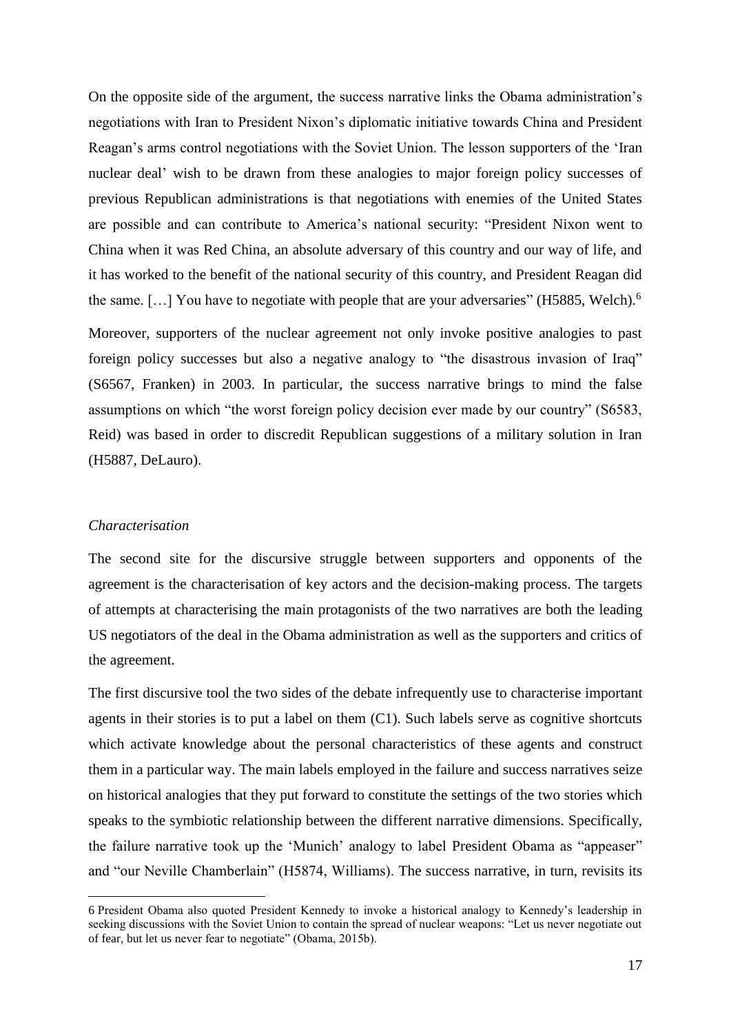On the opposite side of the argument, the success narrative links the Obama administration's negotiations with Iran to President Nixon's diplomatic initiative towards China and President Reagan's arms control negotiations with the Soviet Union. The lesson supporters of the 'Iran nuclear deal' wish to be drawn from these analogies to major foreign policy successes of previous Republican administrations is that negotiations with enemies of the United States are possible and can contribute to America's national security: "President Nixon went to China when it was Red China, an absolute adversary of this country and our way of life, and it has worked to the benefit of the national security of this country, and President Reagan did the same. […] You have to negotiate with people that are your adversaries" (H5885, Welch).[6]

Moreover, supporters of the nuclear agreement not only invoke positive analogies to past foreign policy successes but also a negative analogy to "the disastrous invasion of Iraq" (S6567, Franken) in 2003. In particular, the success narrative brings to mind the false assumptions on which "the worst foreign policy decision ever made by our country" (S6583, Reid) was based in order to discredit Republican suggestions of a military solution in Iran (H5887, DeLauro).

### *Characterisation*

The second site for the discursive struggle between supporters and opponents of the agreement is the characterisation of key actors and the decision-making process. The targets of attempts at characterising the main protagonists of the two narratives are both the leading US negotiators of the deal in the Obama administration as well as the supporters and critics of the agreement.

The first discursive tool the two sides of the debate infrequently use to characterise important agents in their stories is to put a label on them (C1). Such labels serve as cognitive shortcuts which activate knowledge about the personal characteristics of these agents and construct them in a particular way. The main labels employed in the failure and success narratives seize on historical analogies that they put forward to constitute the settings of the two stories which speaks to the symbiotic relationship between the different narrative dimensions. Specifically, the failure narrative took up the 'Munich' analogy to label President Obama as "appeaser" and "our Neville Chamberlain" (H5874, Williams). The success narrative, in turn, revisits its

---

6 President Obama also quoted President Kennedy to invoke a historical analogy to Kennedy's leadership in seeking discussions with the Soviet Union to contain the spread of nuclear weapons: "Let us never negotiate out of fear, but let us never fear to negotiate" (Obama, 2015b).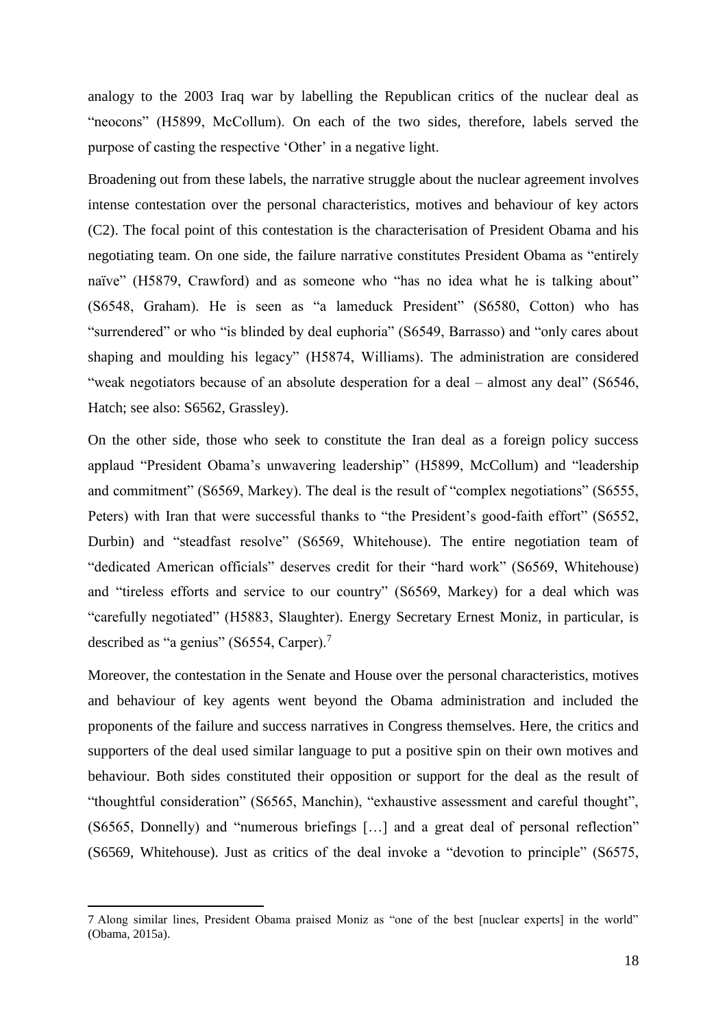analogy to the 2003 Iraq war by labelling the Republican critics of the nuclear deal as "neocons" (H5899, McCollum). On each of the two sides, therefore, labels served the purpose of casting the respective 'Other' in a negative light.

Broadening out from these labels, the narrative struggle about the nuclear agreement involves intense contestation over the personal characteristics, motives and behaviour of key actors (C2). The focal point of this contestation is the characterisation of President Obama and his negotiating team. On one side, the failure narrative constitutes President Obama as "entirely naïve" (H5879, Crawford) and as someone who "has no idea what he is talking about" (S6548, Graham). He is seen as "a lameduck President" (S6580, Cotton) who has "surrendered" or who "is blinded by deal euphoria" (S6549, Barrasso) and "only cares about shaping and moulding his legacy" (H5874, Williams). The administration are considered "weak negotiators because of an absolute desperation for a deal – almost any deal" (S6546, Hatch; see also: S6562, Grassley).

On the other side, those who seek to constitute the Iran deal as a foreign policy success applaud "President Obama's unwavering leadership" (H5899, McCollum) and "leadership and commitment" (S6569, Markey). The deal is the result of "complex negotiations" (S6555, Peters) with Iran that were successful thanks to "the President's good-faith effort" (S6552, Durbin) and "steadfast resolve" (S6569, Whitehouse). The entire negotiation team of "dedicated American officials" deserves credit for their "hard work" (S6569, Whitehouse) and "tireless efforts and service to our country" (S6569, Markey) for a deal which was "carefully negotiated" (H5883, Slaughter). Energy Secretary Ernest Moniz, in particular, is described as "a genius" (S6554, Carper).[7]

Moreover, the contestation in the Senate and House over the personal characteristics, motives and behaviour of key agents went beyond the Obama administration and included the proponents of the failure and success narratives in Congress themselves. Here, the critics and supporters of the deal used similar language to put a positive spin on their own motives and behaviour. Both sides constituted their opposition or support for the deal as the result of "thoughtful consideration" (S6565, Manchin), "exhaustive assessment and careful thought", (S6565, Donnelly) and "numerous briefings […] and a great deal of personal reflection" (S6569, Whitehouse). Just as critics of the deal invoke a "devotion to principle" (S6575,

---

7 Along similar lines, President Obama praised Moniz as "one of the best [nuclear experts] in the world" (Obama, 2015a).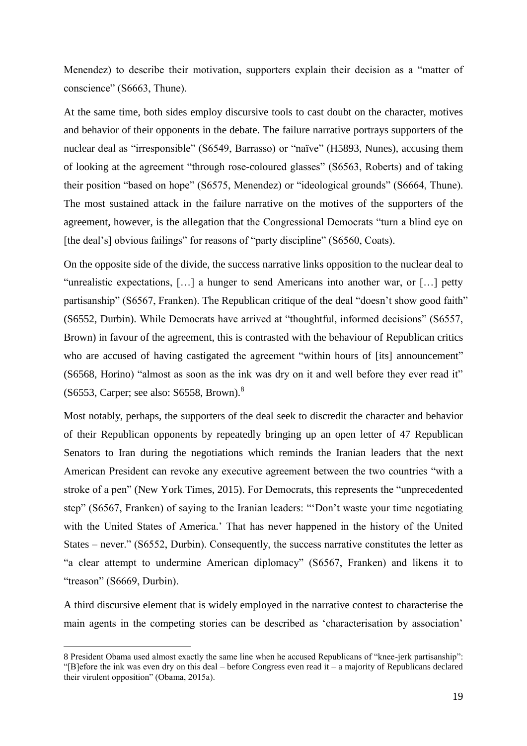Menendez) to describe their motivation, supporters explain their decision as a "matter of conscience" (S6663, Thune).

At the same time, both sides employ discursive tools to cast doubt on the character, motives and behavior of their opponents in the debate. The failure narrative portrays supporters of the nuclear deal as "irresponsible" (S6549, Barrasso) or "naïve" (H5893, Nunes), accusing them of looking at the agreement "through rose-coloured glasses" (S6563, Roberts) and of taking their position "based on hope" (S6575, Menendez) or "ideological grounds" (S6664, Thune). The most sustained attack in the failure narrative on the motives of the supporters of the agreement, however, is the allegation that the Congressional Democrats "turn a blind eye on [the deal's] obvious failings" for reasons of "party discipline" (S6560, Coats).

On the opposite side of the divide, the success narrative links opposition to the nuclear deal to "unrealistic expectations, […] a hunger to send Americans into another war, or […] petty partisanship" (S6567, Franken). The Republican critique of the deal "doesn't show good faith" (S6552, Durbin). While Democrats have arrived at "thoughtful, informed decisions" (S6557, Brown) in favour of the agreement, this is contrasted with the behaviour of Republican critics who are accused of having castigated the agreement "within hours of [its] announcement" (S6568, Horino) "almost as soon as the ink was dry on it and well before they ever read it" (S6553, Carper; see also: S6558, Brown).[8]

Most notably, perhaps, the supporters of the deal seek to discredit the character and behavior of their Republican opponents by repeatedly bringing up an open letter of 47 Republican Senators to Iran during the negotiations which reminds the Iranian leaders that the next American President can revoke any executive agreement between the two countries "with a stroke of a pen" (New York Times, 2015). For Democrats, this represents the "unprecedented step" (S6567, Franken) of saying to the Iranian leaders: "'Don't waste your time negotiating with the United States of America.' That has never happened in the history of the United States – never." (S6552, Durbin). Consequently, the success narrative constitutes the letter as "a clear attempt to undermine American diplomacy" (S6567, Franken) and likens it to "treason" (S6669, Durbin).

A third discursive element that is widely employed in the narrative contest to characterise the main agents in the competing stories can be described as 'characterisation by association'

---

8 President Obama used almost exactly the same line when he accused Republicans of "knee-jerk partisanship": "[B]efore the ink was even dry on this deal – before Congress even read it – a majority of Republicans declared their virulent opposition" (Obama, 2015a).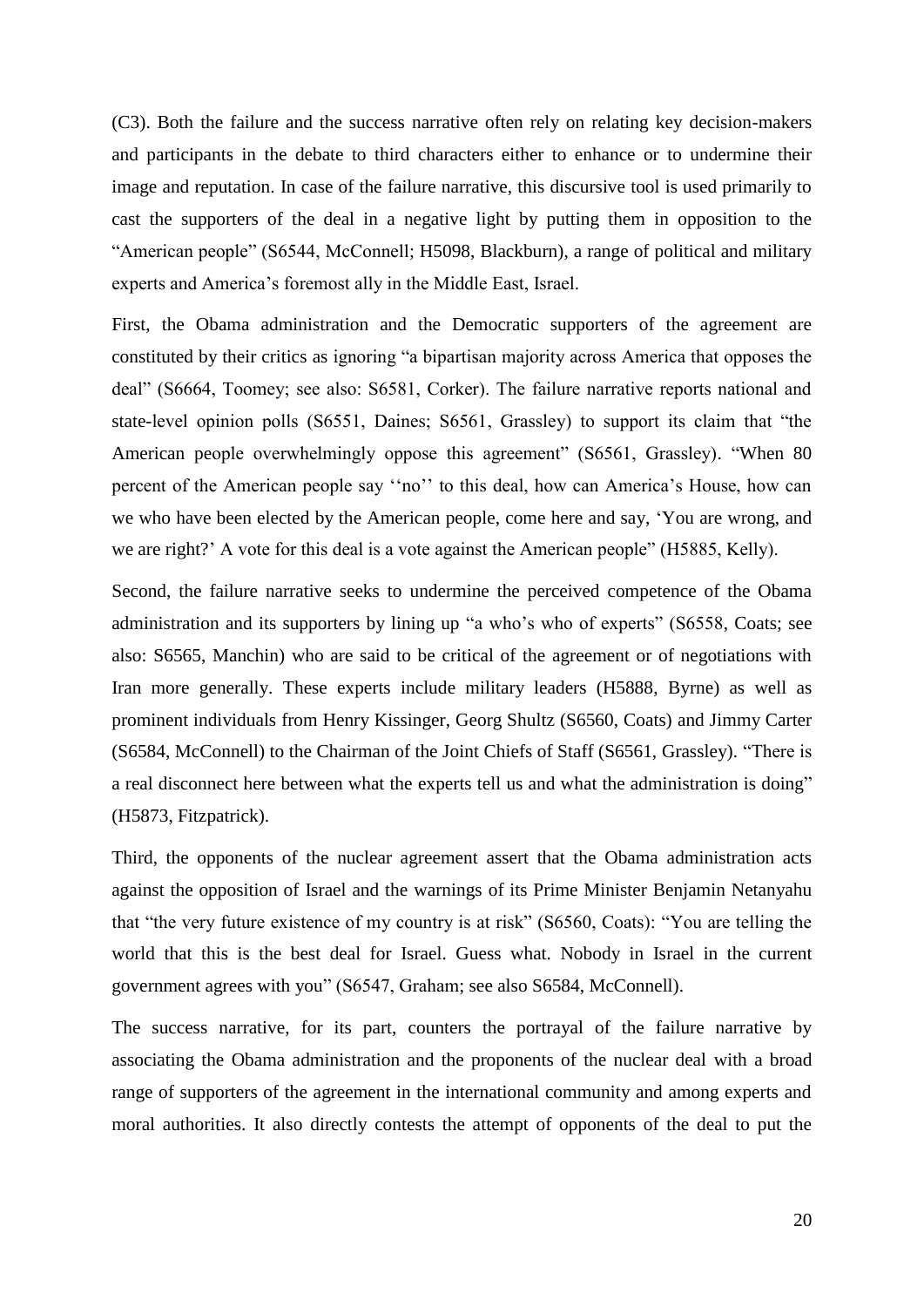(C3). Both the failure and the success narrative often rely on relating key decision-makers and participants in the debate to third characters either to enhance or to undermine their image and reputation. In case of the failure narrative, this discursive tool is used primarily to cast the supporters of the deal in a negative light by putting them in opposition to the "American people" (S6544, McConnell; H5098, Blackburn), a range of political and military experts and America's foremost ally in the Middle East, Israel.

First, the Obama administration and the Democratic supporters of the agreement are constituted by their critics as ignoring "a bipartisan majority across America that opposes the deal" (S6664, Toomey; see also: S6581, Corker). The failure narrative reports national and state-level opinion polls (S6551, Daines; S6561, Grassley) to support its claim that "the American people overwhelmingly oppose this agreement" (S6561, Grassley). "When 80 percent of the American people say ''no'' to this deal, how can America's House, how can we who have been elected by the American people, come here and say, 'You are wrong, and we are right?' A vote for this deal is a vote against the American people" (H5885, Kelly).

Second, the failure narrative seeks to undermine the perceived competence of the Obama administration and its supporters by lining up "a who's who of experts" (S6558, Coats; see also: S6565, Manchin) who are said to be critical of the agreement or of negotiations with Iran more generally. These experts include military leaders (H5888, Byrne) as well as prominent individuals from Henry Kissinger, Georg Shultz (S6560, Coats) and Jimmy Carter (S6584, McConnell) to the Chairman of the Joint Chiefs of Staff (S6561, Grassley). "There is a real disconnect here between what the experts tell us and what the administration is doing" (H5873, Fitzpatrick).

Third, the opponents of the nuclear agreement assert that the Obama administration acts against the opposition of Israel and the warnings of its Prime Minister Benjamin Netanyahu that "the very future existence of my country is at risk" (S6560, Coats): "You are telling the world that this is the best deal for Israel. Guess what. Nobody in Israel in the current government agrees with you" (S6547, Graham; see also S6584, McConnell).

The success narrative, for its part, counters the portrayal of the failure narrative by associating the Obama administration and the proponents of the nuclear deal with a broad range of supporters of the agreement in the international community and among experts and moral authorities. It also directly contests the attempt of opponents of the deal to put the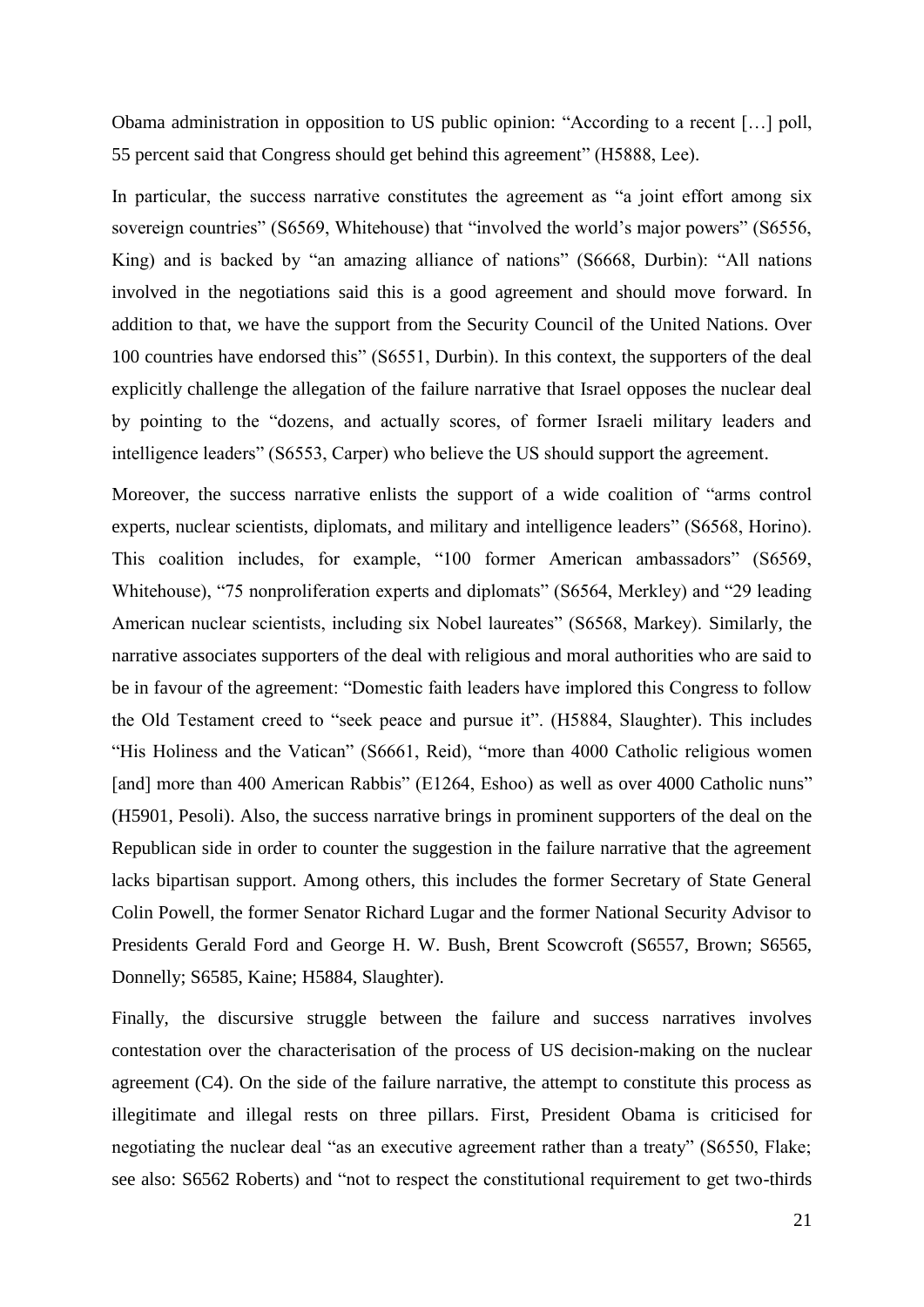Obama administration in opposition to US public opinion: "According to a recent […] poll, 55 percent said that Congress should get behind this agreement" (H5888, Lee).

In particular, the success narrative constitutes the agreement as "a joint effort among six sovereign countries" (S6569, Whitehouse) that "involved the world's major powers" (S6556, King) and is backed by "an amazing alliance of nations" (S6668, Durbin): "All nations involved in the negotiations said this is a good agreement and should move forward. In addition to that, we have the support from the Security Council of the United Nations. Over 100 countries have endorsed this" (S6551, Durbin). In this context, the supporters of the deal explicitly challenge the allegation of the failure narrative that Israel opposes the nuclear deal by pointing to the "dozens, and actually scores, of former Israeli military leaders and intelligence leaders" (S6553, Carper) who believe the US should support the agreement.

Moreover, the success narrative enlists the support of a wide coalition of "arms control experts, nuclear scientists, diplomats, and military and intelligence leaders" (S6568, Horino). This coalition includes, for example, "100 former American ambassadors" (S6569, Whitehouse), "75 nonproliferation experts and diplomats" (S6564, Merkley) and "29 leading American nuclear scientists, including six Nobel laureates" (S6568, Markey). Similarly, the narrative associates supporters of the deal with religious and moral authorities who are said to be in favour of the agreement: "Domestic faith leaders have implored this Congress to follow the Old Testament creed to "seek peace and pursue it". (H5884, Slaughter). This includes "His Holiness and the Vatican" (S6661, Reid), "more than 4000 Catholic religious women [and] more than 400 American Rabbis" (E1264, Eshoo) as well as over 4000 Catholic nuns" (H5901, Pesoli). Also, the success narrative brings in prominent supporters of the deal on the Republican side in order to counter the suggestion in the failure narrative that the agreement lacks bipartisan support. Among others, this includes the former Secretary of State General Colin Powell, the former Senator Richard Lugar and the former National Security Advisor to Presidents Gerald Ford and George H. W. Bush, Brent Scowcroft (S6557, Brown; S6565, Donnelly; S6585, Kaine; H5884, Slaughter).

Finally, the discursive struggle between the failure and success narratives involves contestation over the characterisation of the process of US decision-making on the nuclear agreement (C4). On the side of the failure narrative, the attempt to constitute this process as illegitimate and illegal rests on three pillars. First, President Obama is criticised for negotiating the nuclear deal "as an executive agreement rather than a treaty" (S6550, Flake; see also: S6562 Roberts) and "not to respect the constitutional requirement to get two-thirds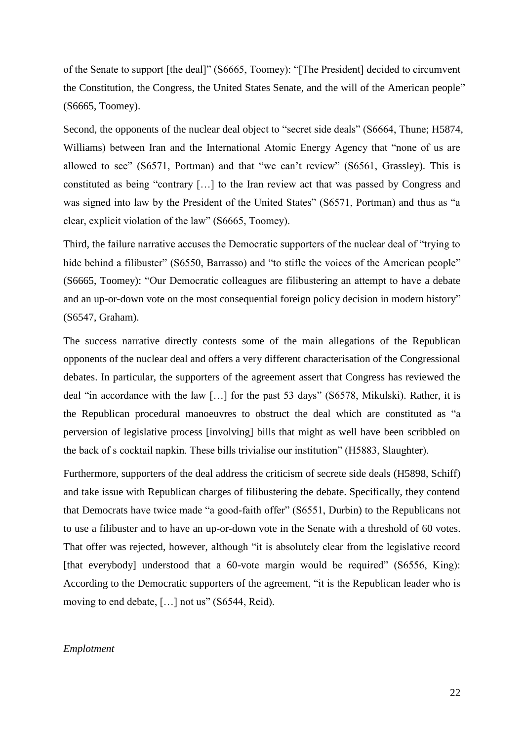of the Senate to support [the deal]" (S6665, Toomey): "[The President] decided to circumvent the Constitution, the Congress, the United States Senate, and the will of the American people" (S6665, Toomey).

Second, the opponents of the nuclear deal object to "secret side deals" (S6664, Thune; H5874, Williams) between Iran and the International Atomic Energy Agency that "none of us are allowed to see" (S6571, Portman) and that "we can't review" (S6561, Grassley). This is constituted as being "contrary […] to the Iran review act that was passed by Congress and was signed into law by the President of the United States" (S6571, Portman) and thus as "a clear, explicit violation of the law" (S6665, Toomey).

Third, the failure narrative accuses the Democratic supporters of the nuclear deal of "trying to hide behind a filibuster" (S6550, Barrasso) and "to stifle the voices of the American people" (S6665, Toomey): "Our Democratic colleagues are filibustering an attempt to have a debate and an up-or-down vote on the most consequential foreign policy decision in modern history" (S6547, Graham).

The success narrative directly contests some of the main allegations of the Republican opponents of the nuclear deal and offers a very different characterisation of the Congressional debates. In particular, the supporters of the agreement assert that Congress has reviewed the deal "in accordance with the law […] for the past 53 days" (S6578, Mikulski). Rather, it is the Republican procedural manoeuvres to obstruct the deal which are constituted as "a perversion of legislative process [involving] bills that might as well have been scribbled on the back of s cocktail napkin. These bills trivialise our institution" (H5883, Slaughter).

Furthermore, supporters of the deal address the criticism of secrete side deals (H5898, Schiff) and take issue with Republican charges of filibustering the debate. Specifically, they contend that Democrats have twice made "a good-faith offer" (S6551, Durbin) to the Republicans not to use a filibuster and to have an up-or-down vote in the Senate with a threshold of 60 votes. That offer was rejected, however, although "it is absolutely clear from the legislative record [that everybody] understood that a 60-vote margin would be required" (S6556, King): According to the Democratic supporters of the agreement, "it is the Republican leader who is moving to end debate, […] not us" (S6544, Reid).

*Emplotment*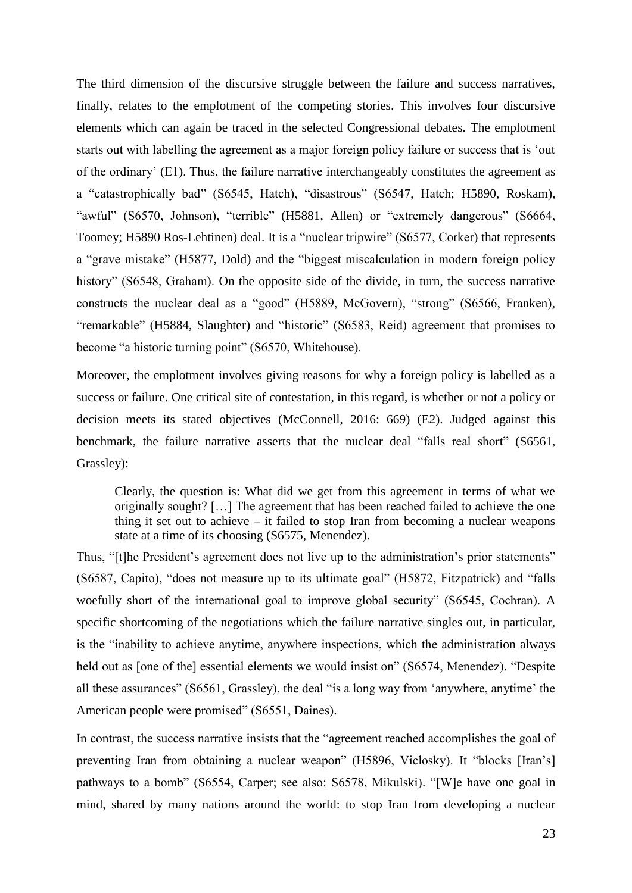The third dimension of the discursive struggle between the failure and success narratives, finally, relates to the emplotment of the competing stories. This involves four discursive elements which can again be traced in the selected Congressional debates. The emplotment starts out with labelling the agreement as a major foreign policy failure or success that is 'out of the ordinary' (E1). Thus, the failure narrative interchangeably constitutes the agreement as a "catastrophically bad" (S6545, Hatch), "disastrous" (S6547, Hatch; H5890, Roskam), "awful" (S6570, Johnson), "terrible" (H5881, Allen) or "extremely dangerous" (S6664, Toomey; H5890 Ros-Lehtinen) deal. It is a "nuclear tripwire" (S6577, Corker) that represents a "grave mistake" (H5877, Dold) and the "biggest miscalculation in modern foreign policy history" (S6548, Graham). On the opposite side of the divide, in turn, the success narrative constructs the nuclear deal as a "good" (H5889, McGovern), "strong" (S6566, Franken), "remarkable" (H5884, Slaughter) and "historic" (S6583, Reid) agreement that promises to become "a historic turning point" (S6570, Whitehouse).

Moreover, the emplotment involves giving reasons for why a foreign policy is labelled as a success or failure. One critical site of contestation, in this regard, is whether or not a policy or decision meets its stated objectives (McConnell, 2016: 669) (E2). Judged against this benchmark, the failure narrative asserts that the nuclear deal "falls real short" (S6561, Grassley):

> Clearly, the question is: What did we get from this agreement in terms of what we originally sought? […] The agreement that has been reached failed to achieve the one thing it set out to achieve – it failed to stop Iran from becoming a nuclear weapons state at a time of its choosing (S6575, Menendez).

Thus, "[t]he President's agreement does not live up to the administration's prior statements" (S6587, Capito), "does not measure up to its ultimate goal" (H5872, Fitzpatrick) and "falls woefully short of the international goal to improve global security" (S6545, Cochran). A specific shortcoming of the negotiations which the failure narrative singles out, in particular, is the "inability to achieve anytime, anywhere inspections, which the administration always held out as [one of the] essential elements we would insist on" (S6574, Menendez). "Despite all these assurances" (S6561, Grassley), the deal "is a long way from 'anywhere, anytime' the American people were promised" (S6551, Daines).

In contrast, the success narrative insists that the "agreement reached accomplishes the goal of preventing Iran from obtaining a nuclear weapon" (H5896, Viclosky). It "blocks [Iran's] pathways to a bomb" (S6554, Carper; see also: S6578, Mikulski). "[W]e have one goal in mind, shared by many nations around the world: to stop Iran from developing a nuclear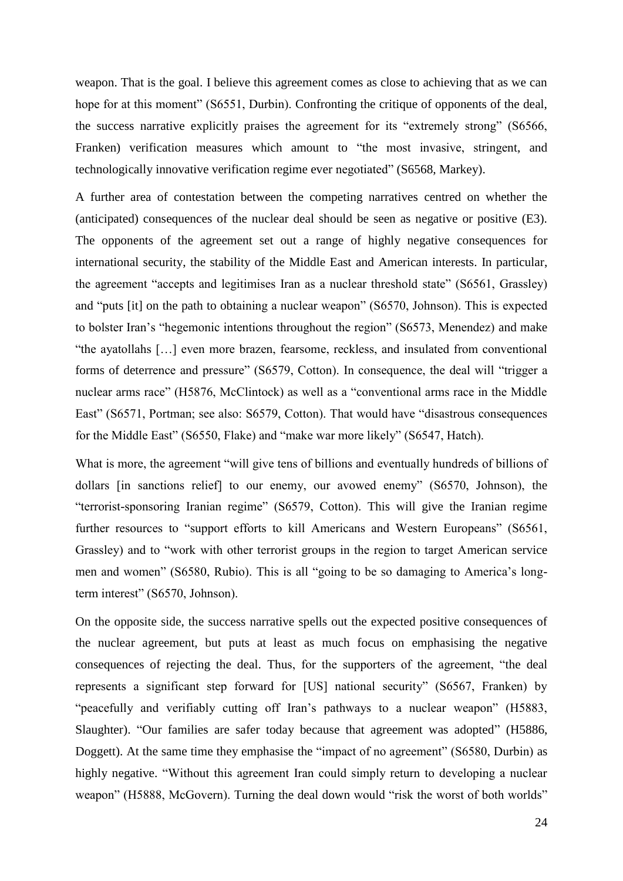weapon. That is the goal. I believe this agreement comes as close to achieving that as we can hope for at this moment" (S6551, Durbin). Confronting the critique of opponents of the deal, the success narrative explicitly praises the agreement for its "extremely strong" (S6566, Franken) verification measures which amount to "the most invasive, stringent, and technologically innovative verification regime ever negotiated" (S6568, Markey).

A further area of contestation between the competing narratives centred on whether the (anticipated) consequences of the nuclear deal should be seen as negative or positive (E3). The opponents of the agreement set out a range of highly negative consequences for international security, the stability of the Middle East and American interests. In particular, the agreement "accepts and legitimises Iran as a nuclear threshold state" (S6561, Grassley) and "puts [it] on the path to obtaining a nuclear weapon" (S6570, Johnson). This is expected to bolster Iran's "hegemonic intentions throughout the region" (S6573, Menendez) and make "the ayatollahs […] even more brazen, fearsome, reckless, and insulated from conventional forms of deterrence and pressure" (S6579, Cotton). In consequence, the deal will "trigger a nuclear arms race" (H5876, McClintock) as well as a "conventional arms race in the Middle East" (S6571, Portman; see also: S6579, Cotton). That would have "disastrous consequences for the Middle East" (S6550, Flake) and "make war more likely" (S6547, Hatch).

What is more, the agreement "will give tens of billions and eventually hundreds of billions of dollars [in sanctions relief] to our enemy, our avowed enemy" (S6570, Johnson), the "terrorist-sponsoring Iranian regime" (S6579, Cotton). This will give the Iranian regime further resources to "support efforts to kill Americans and Western Europeans" (S6561, Grassley) and to "work with other terrorist groups in the region to target American service men and women" (S6580, Rubio). This is all "going to be so damaging to America's long-term interest" (S6570, Johnson).

On the opposite side, the success narrative spells out the expected positive consequences of the nuclear agreement, but puts at least as much focus on emphasising the negative consequences of rejecting the deal. Thus, for the supporters of the agreement, "the deal represents a significant step forward for [US] national security" (S6567, Franken) by "peacefully and verifiably cutting off Iran's pathways to a nuclear weapon" (H5883, Slaughter). "Our families are safer today because that agreement was adopted" (H5886, Doggett). At the same time they emphasise the "impact of no agreement" (S6580, Durbin) as highly negative. "Without this agreement Iran could simply return to developing a nuclear weapon" (H5888, McGovern). Turning the deal down would "risk the worst of both worlds"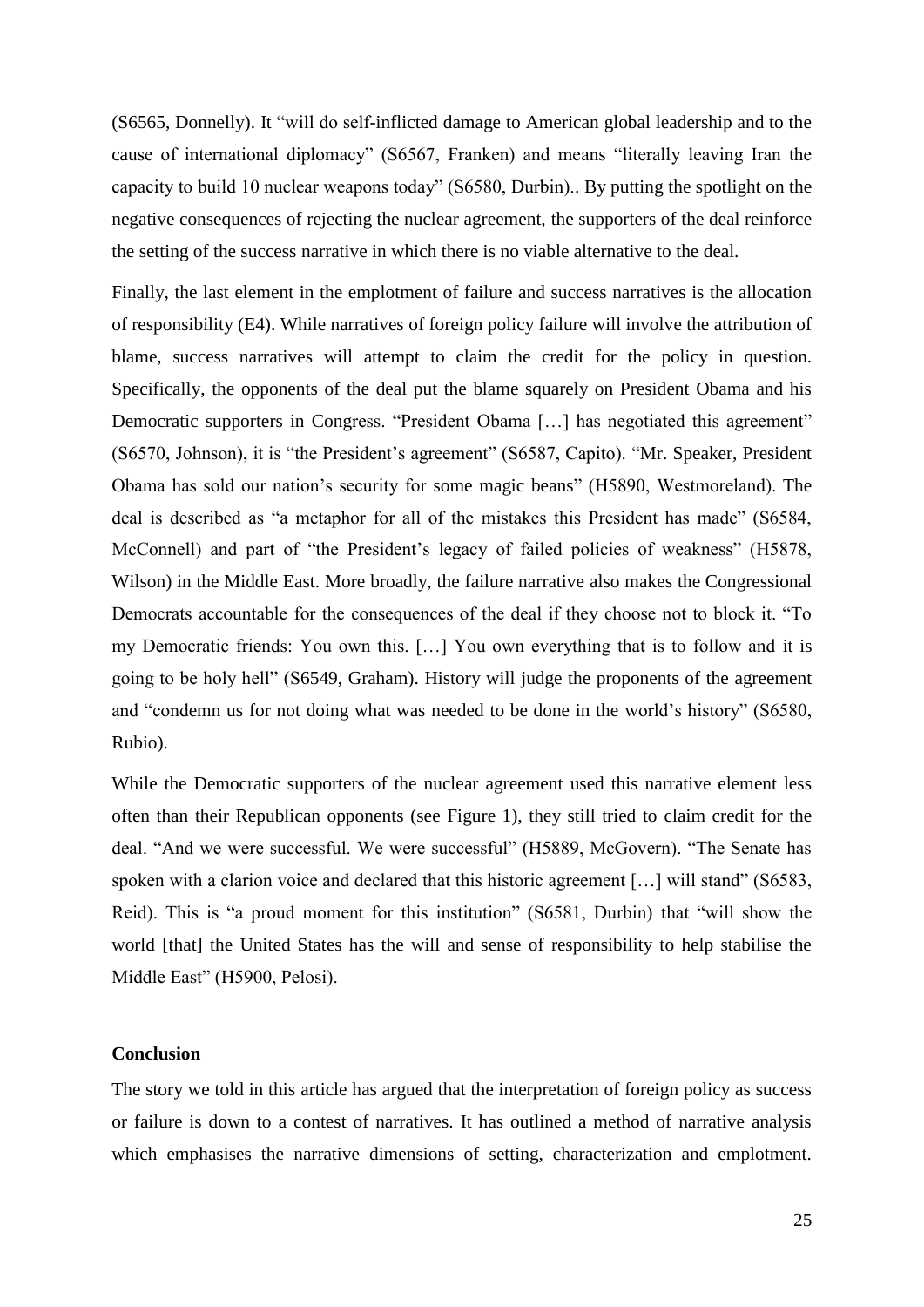(S6565, Donnelly). It "will do self-inflicted damage to American global leadership and to the cause of international diplomacy" (S6567, Franken) and means "literally leaving Iran the capacity to build 10 nuclear weapons today" (S6580, Durbin).. By putting the spotlight on the negative consequences of rejecting the nuclear agreement, the supporters of the deal reinforce the setting of the success narrative in which there is no viable alternative to the deal.

Finally, the last element in the emplotment of failure and success narratives is the allocation of responsibility (E4). While narratives of foreign policy failure will involve the attribution of blame, success narratives will attempt to claim the credit for the policy in question. Specifically, the opponents of the deal put the blame squarely on President Obama and his Democratic supporters in Congress. "President Obama […] has negotiated this agreement" (S6570, Johnson), it is "the President's agreement" (S6587, Capito). "Mr. Speaker, President Obama has sold our nation's security for some magic beans" (H5890, Westmoreland). The deal is described as "a metaphor for all of the mistakes this President has made" (S6584, McConnell) and part of "the President's legacy of failed policies of weakness" (H5878, Wilson) in the Middle East. More broadly, the failure narrative also makes the Congressional Democrats accountable for the consequences of the deal if they choose not to block it. "To my Democratic friends: You own this. […] You own everything that is to follow and it is going to be holy hell" (S6549, Graham). History will judge the proponents of the agreement and "condemn us for not doing what was needed to be done in the world's history" (S6580, Rubio).

While the Democratic supporters of the nuclear agreement used this narrative element less often than their Republican opponents (see Figure 1), they still tried to claim credit for the deal. "And we were successful. We were successful" (H5889, McGovern). "The Senate has spoken with a clarion voice and declared that this historic agreement […] will stand" (S6583, Reid). This is "a proud moment for this institution" (S6581, Durbin) that "will show the world [that] the United States has the will and sense of responsibility to help stabilise the Middle East" (H5900, Pelosi).

## Conclusion

The story we told in this article has argued that the interpretation of foreign policy as success or failure is down to a contest of narratives. It has outlined a method of narrative analysis which emphasises the narrative dimensions of setting, characterization and emplotment.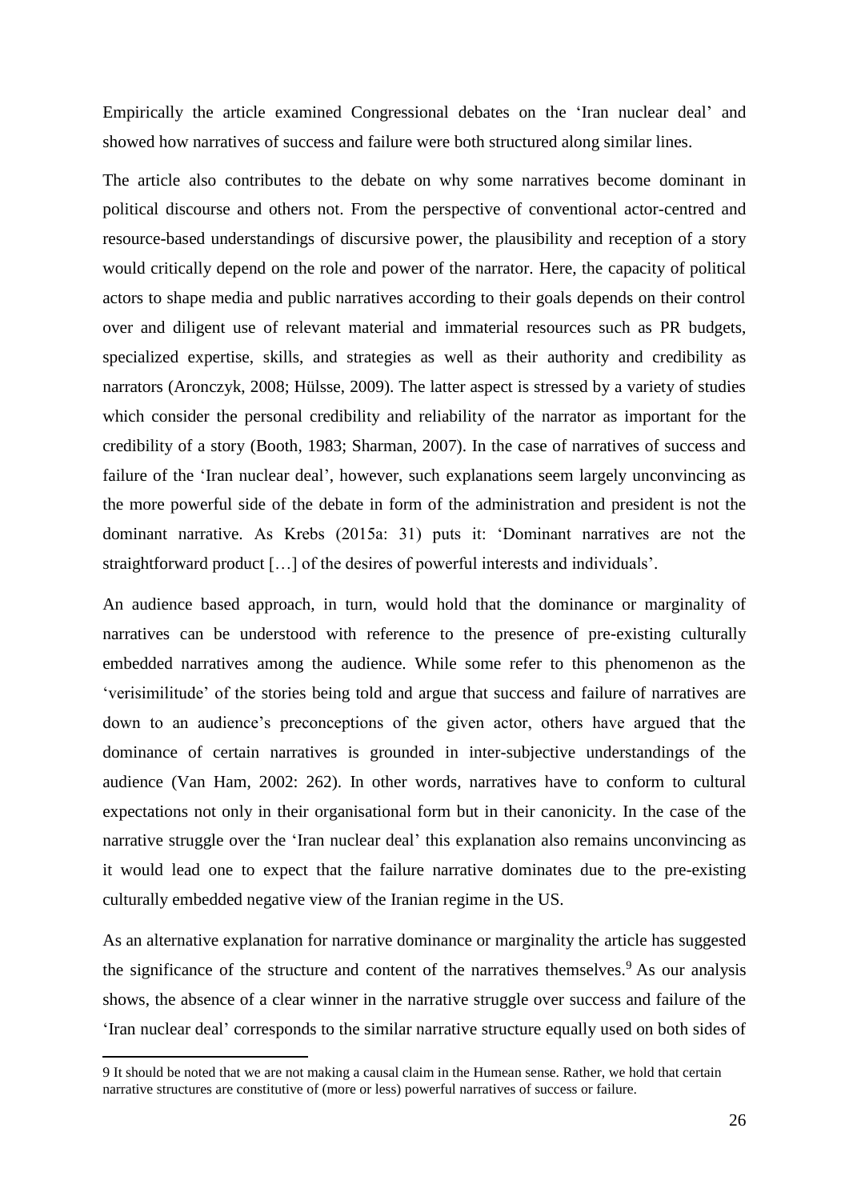Empirically the article examined Congressional debates on the 'Iran nuclear deal' and showed how narratives of success and failure were both structured along similar lines.

The article also contributes to the debate on why some narratives become dominant in political discourse and others not. From the perspective of conventional actor-centred and resource-based understandings of discursive power, the plausibility and reception of a story would critically depend on the role and power of the narrator. Here, the capacity of political actors to shape media and public narratives according to their goals depends on their control over and diligent use of relevant material and immaterial resources such as PR budgets, specialized expertise, skills, and strategies as well as their authority and credibility as narrators (Aronczyk, 2008; Hülsse, 2009). The latter aspect is stressed by a variety of studies which consider the personal credibility and reliability of the narrator as important for the credibility of a story (Booth, 1983; Sharman, 2007). In the case of narratives of success and failure of the 'Iran nuclear deal', however, such explanations seem largely unconvincing as the more powerful side of the debate in form of the administration and president is not the dominant narrative. As Krebs (2015a: 31) puts it: 'Dominant narratives are not the straightforward product […] of the desires of powerful interests and individuals'.

An audience based approach, in turn, would hold that the dominance or marginality of narratives can be understood with reference to the presence of pre-existing culturally embedded narratives among the audience. While some refer to this phenomenon as the 'verisimilitude' of the stories being told and argue that success and failure of narratives are down to an audience's preconceptions of the given actor, others have argued that the dominance of certain narratives is grounded in inter-subjective understandings of the audience (Van Ham, 2002: 262). In other words, narratives have to conform to cultural expectations not only in their organisational form but in their canonicity. In the case of the narrative struggle over the 'Iran nuclear deal' this explanation also remains unconvincing as it would lead one to expect that the failure narrative dominates due to the pre-existing culturally embedded negative view of the Iranian regime in the US.

As an alternative explanation for narrative dominance or marginality the article has suggested the significance of the structure and content of the narratives themselves.[9] As our analysis shows, the absence of a clear winner in the narrative struggle over success and failure of the 'Iran nuclear deal' corresponds to the similar narrative structure equally used on both sides of

9 It should be noted that we are not making a causal claim in the Humean sense. Rather, we hold that certain narrative structures are constitutive of (more or less) powerful narratives of success or failure.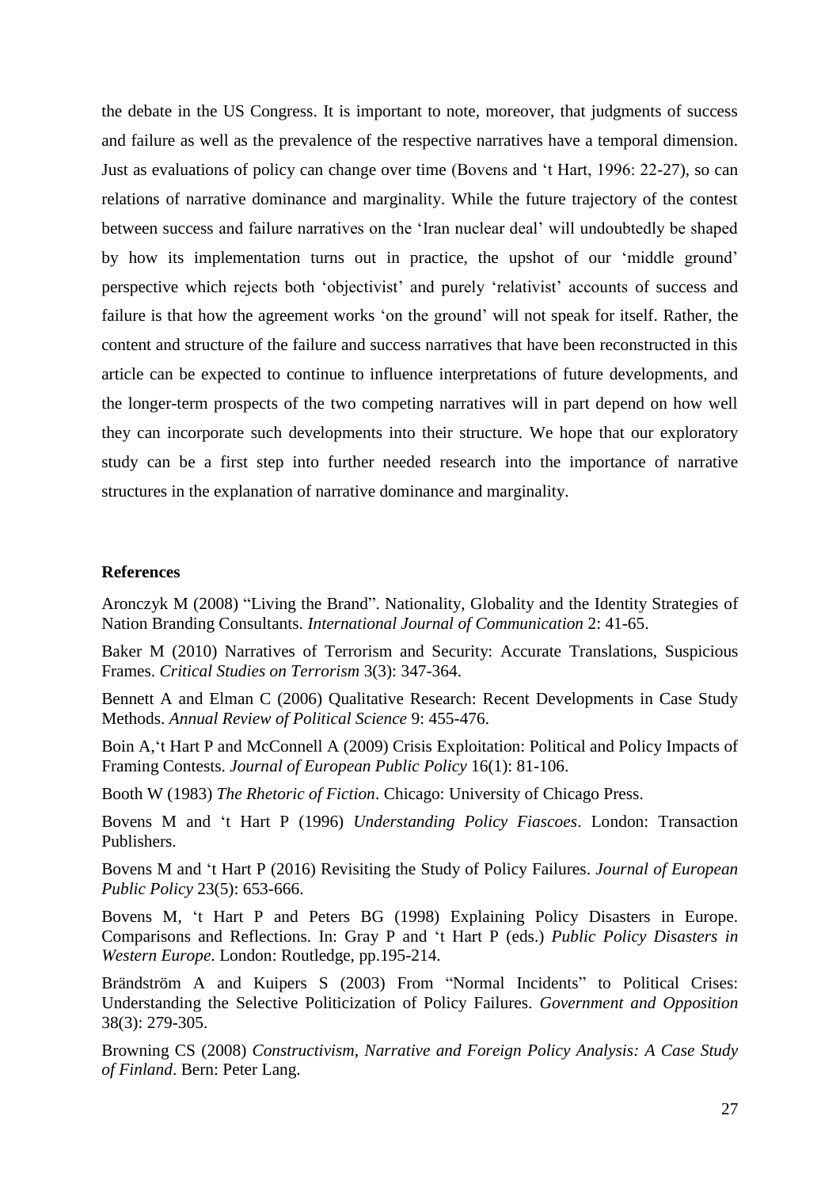the debate in the US Congress. It is important to note, moreover, that judgments of success and failure as well as the prevalence of the respective narratives have a temporal dimension. Just as evaluations of policy can change over time (Bovens and 't Hart, 1996: 22-27), so can relations of narrative dominance and marginality. While the future trajectory of the contest between success and failure narratives on the 'Iran nuclear deal' will undoubtedly be shaped by how its implementation turns out in practice, the upshot of our 'middle ground' perspective which rejects both 'objectivist' and purely 'relativist' accounts of success and failure is that how the agreement works 'on the ground' will not speak for itself. Rather, the content and structure of the failure and success narratives that have been reconstructed in this article can be expected to continue to influence interpretations of future developments, and the longer-term prospects of the two competing narratives will in part depend on how well they can incorporate such developments into their structure. We hope that our exploratory study can be a first step into further needed research into the importance of narrative structures in the explanation of narrative dominance and marginality.

**References**

Aronczyk M (2008) "Living the Brand". Nationality, Globality and the Identity Strategies of Nation Branding Consultants. *International Journal of Communication* 2: 41-65.

Baker M (2010) Narratives of Terrorism and Security: Accurate Translations, Suspicious Frames. *Critical Studies on Terrorism* 3(3): 347-364.

Bennett A and Elman C (2006) Qualitative Research: Recent Developments in Case Study Methods. *Annual Review of Political Science* 9: 455-476.

Boin A,'t Hart P and McConnell A (2009) Crisis Exploitation: Political and Policy Impacts of Framing Contests. *Journal of European Public Policy* 16(1): 81-106.

Booth W (1983) *The Rhetoric of Fiction*. Chicago: University of Chicago Press.

Bovens M and 't Hart P (1996) *Understanding Policy Fiascoes*. London: Transaction Publishers.

Bovens M and 't Hart P (2016) Revisiting the Study of Policy Failures. *Journal of European Public Policy* 23(5): 653-666.

Bovens M, 't Hart P and Peters BG (1998) Explaining Policy Disasters in Europe. Comparisons and Reflections. In: Gray P and 't Hart P (eds.) *Public Policy Disasters in Western Europe*. London: Routledge, pp.195-214.

Brändström A and Kuipers S (2003) From "Normal Incidents" to Political Crises: Understanding the Selective Politicization of Policy Failures. *Government and Opposition* 38(3): 279-305.

Browning CS (2008) *Constructivism, Narrative and Foreign Policy Analysis: A Case Study of Finland*. Bern: Peter Lang.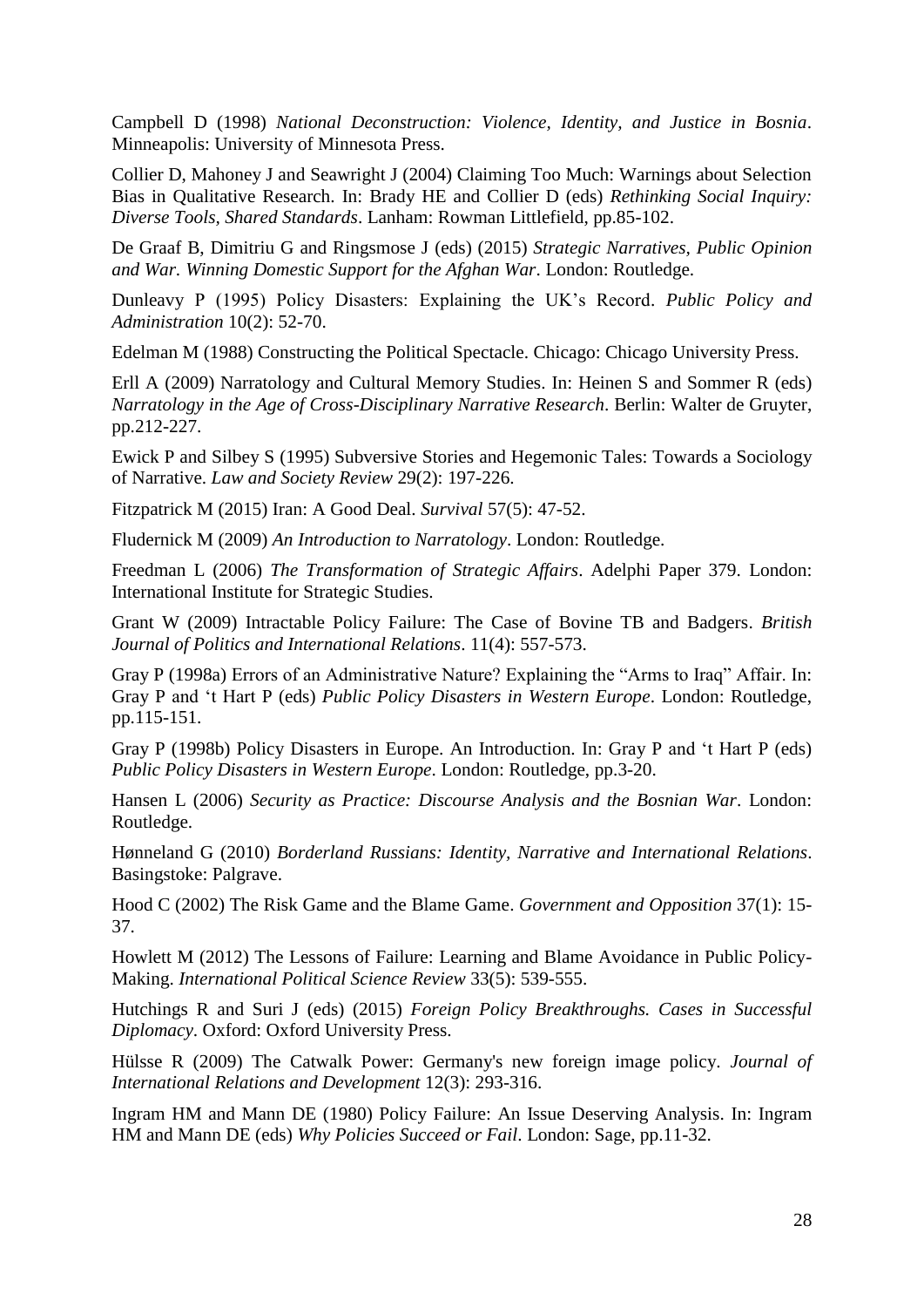Campbell D (1998) *National Deconstruction: Violence, Identity, and Justice in Bosnia*. Minneapolis: University of Minnesota Press.

Collier D, Mahoney J and Seawright J (2004) Claiming Too Much: Warnings about Selection Bias in Qualitative Research. In: Brady HE and Collier D (eds) *Rethinking Social Inquiry: Diverse Tools, Shared Standards*. Lanham: Rowman Littlefield, pp.85-102.

De Graaf B, Dimitriu G and Ringsmose J (eds) (2015) *Strategic Narratives, Public Opinion and War. Winning Domestic Support for the Afghan War*. London: Routledge.

Dunleavy P (1995) Policy Disasters: Explaining the UK's Record. *Public Policy and Administration* 10(2): 52-70.

Edelman M (1988) Constructing the Political Spectacle. Chicago: Chicago University Press.

Erll A (2009) Narratology and Cultural Memory Studies. In: Heinen S and Sommer R (eds) *Narratology in the Age of Cross-Disciplinary Narrative Research*. Berlin: Walter de Gruyter, pp.212-227.

Ewick P and Silbey S (1995) Subversive Stories and Hegemonic Tales: Towards a Sociology of Narrative. *Law and Society Review* 29(2): 197-226.

Fitzpatrick M (2015) Iran: A Good Deal. *Survival* 57(5): 47-52.

Fludernick M (2009) *An Introduction to Narratology*. London: Routledge.

Freedman L (2006) *The Transformation of Strategic Affairs*. Adelphi Paper 379. London: International Institute for Strategic Studies.

Grant W (2009) Intractable Policy Failure: The Case of Bovine TB and Badgers. *British Journal of Politics and International Relations*. 11(4): 557-573.

Gray P (1998a) Errors of an Administrative Nature? Explaining the "Arms to Iraq" Affair. In: Gray P and 't Hart P (eds) *Public Policy Disasters in Western Europe*. London: Routledge, pp.115-151.

Gray P (1998b) Policy Disasters in Europe. An Introduction. In: Gray P and 't Hart P (eds) *Public Policy Disasters in Western Europe*. London: Routledge, pp.3-20.

Hansen L (2006) *Security as Practice: Discourse Analysis and the Bosnian War*. London: Routledge.

Hønneland G (2010) *Borderland Russians: Identity, Narrative and International Relations*. Basingstoke: Palgrave.

Hood C (2002) The Risk Game and the Blame Game. *Government and Opposition* 37(1): 15-37.

Howlett M (2012) The Lessons of Failure: Learning and Blame Avoidance in Public Policy-Making. *International Political Science Review* 33(5): 539-555.

Hutchings R and Suri J (eds) (2015) *Foreign Policy Breakthroughs. Cases in Successful Diplomacy*. Oxford: Oxford University Press.

Hülsse R (2009) The Catwalk Power: Germany's new foreign image policy. *Journal of International Relations and Development* 12(3): 293-316.

Ingram HM and Mann DE (1980) Policy Failure: An Issue Deserving Analysis. In: Ingram HM and Mann DE (eds) *Why Policies Succeed or Fail*. London: Sage, pp.11-32.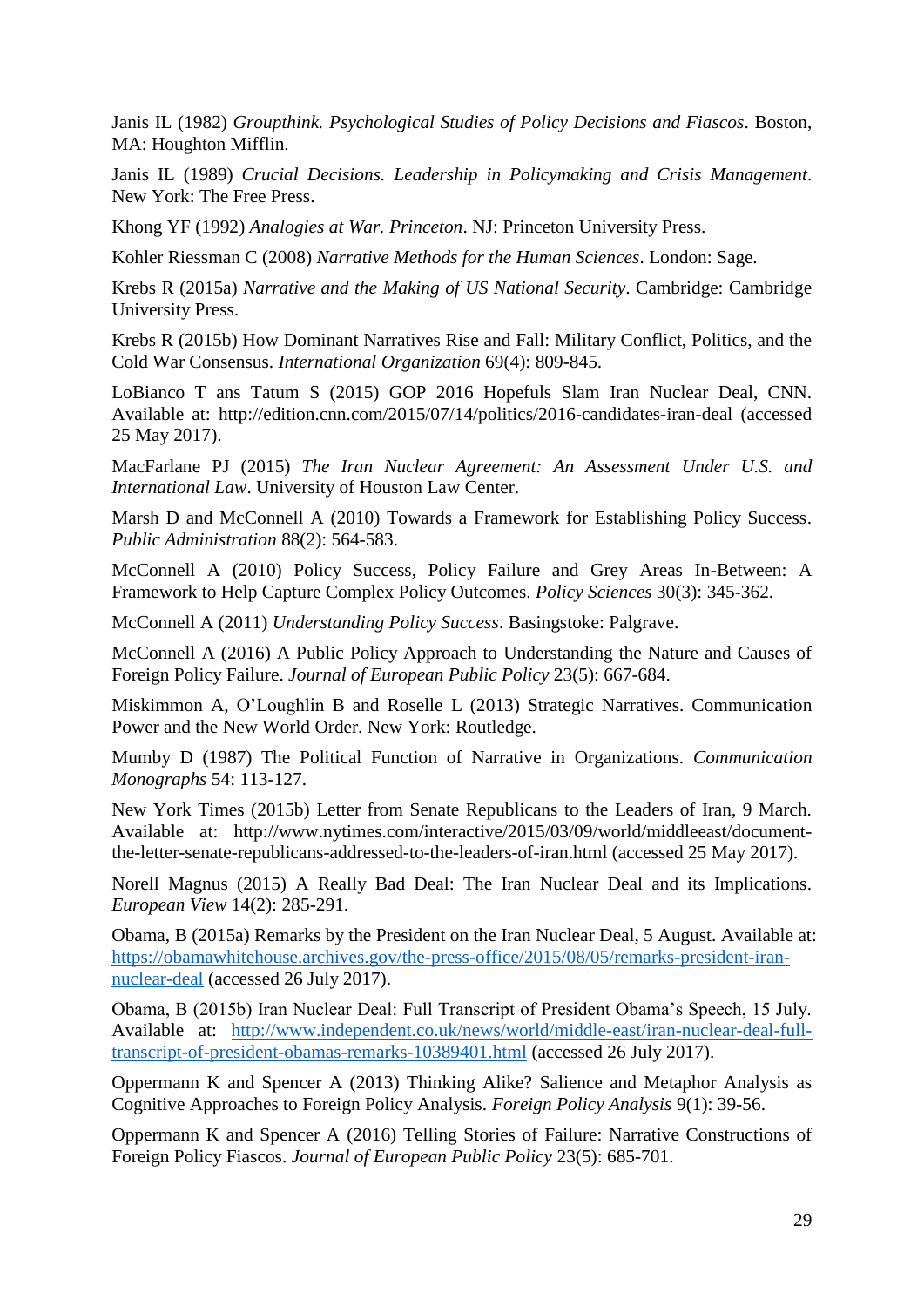Janis IL (1982) *Groupthink. Psychological Studies of Policy Decisions and Fiascos*. Boston, MA: Houghton Mifflin.

Janis IL (1989) *Crucial Decisions. Leadership in Policymaking and Crisis Management*. New York: The Free Press.

Khong YF (1992) *Analogies at War. Princeton*. NJ: Princeton University Press.

Kohler Riessman C (2008) *Narrative Methods for the Human Sciences*. London: Sage.

Krebs R (2015a) *Narrative and the Making of US National Security*. Cambridge: Cambridge University Press.

Krebs R (2015b) How Dominant Narratives Rise and Fall: Military Conflict, Politics, and the Cold War Consensus. *International Organization* 69(4): 809-845.

LoBianco T ans Tatum S (2015) GOP 2016 Hopefuls Slam Iran Nuclear Deal, CNN. Available at: http://edition.cnn.com/2015/07/14/politics/2016-candidates-iran-deal (accessed 25 May 2017).

MacFarlane PJ (2015) *The Iran Nuclear Agreement: An Assessment Under U.S. and International Law*. University of Houston Law Center.

Marsh D and McConnell A (2010) Towards a Framework for Establishing Policy Success. *Public Administration* 88(2): 564-583.

McConnell A (2010) Policy Success, Policy Failure and Grey Areas In-Between: A Framework to Help Capture Complex Policy Outcomes. *Policy Sciences* 30(3): 345-362.

McConnell A (2011) *Understanding Policy Success*. Basingstoke: Palgrave.

McConnell A (2016) A Public Policy Approach to Understanding the Nature and Causes of Foreign Policy Failure. *Journal of European Public Policy* 23(5): 667-684.

Miskimmon A, O'Loughlin B and Roselle L (2013) Strategic Narratives. Communication Power and the New World Order. New York: Routledge.

Mumby D (1987) The Political Function of Narrative in Organizations. *Communication Monographs* 54: 113-127.

New York Times (2015b) Letter from Senate Republicans to the Leaders of Iran, 9 March. Available at: http://www.nytimes.com/interactive/2015/03/09/world/middleeast/document-the-letter-senate-republicans-addressed-to-the-leaders-of-iran.html (accessed 25 May 2017).

Norell Magnus (2015) A Really Bad Deal: The Iran Nuclear Deal and its Implications. *European View* 14(2): 285-291.

Obama, B (2015a) Remarks by the President on the Iran Nuclear Deal, 5 August. Available at: https://obamawhitehouse.archives.gov/the-press-office/2015/08/05/remarks-president-iran-nuclear-deal (accessed 26 July 2017).

Obama, B (2015b) Iran Nuclear Deal: Full Transcript of President Obama's Speech, 15 July. Available at: http://www.independent.co.uk/news/world/middle-east/iran-nuclear-deal-full-transcript-of-president-obamas-remarks-10389401.html (accessed 26 July 2017).

Oppermann K and Spencer A (2013) Thinking Alike? Salience and Metaphor Analysis as Cognitive Approaches to Foreign Policy Analysis. *Foreign Policy Analysis* 9(1): 39-56.

Oppermann K and Spencer A (2016) Telling Stories of Failure: Narrative Constructions of Foreign Policy Fiascos. *Journal of European Public Policy* 23(5): 685-701.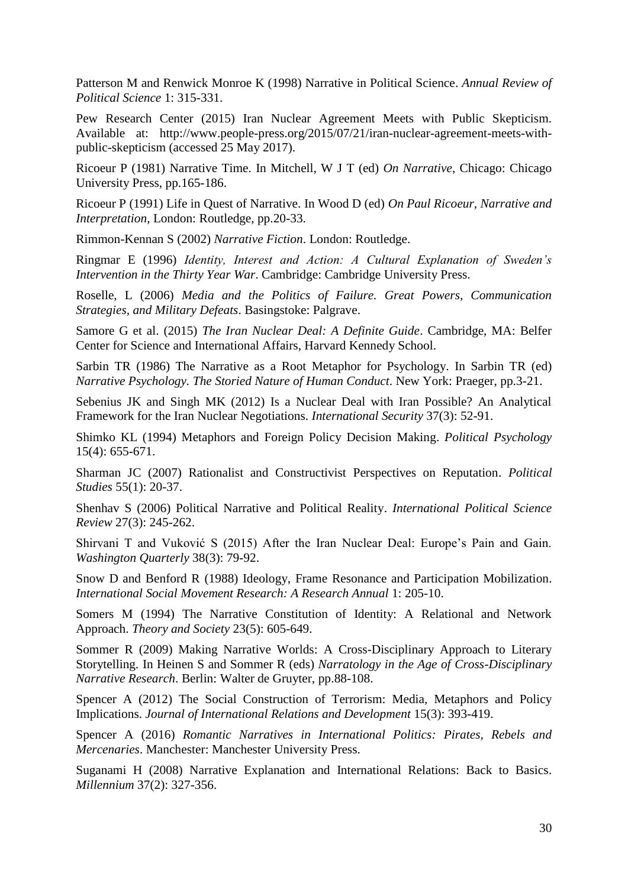Patterson M and Renwick Monroe K (1998) Narrative in Political Science. *Annual Review of Political Science* 1: 315-331.

Pew Research Center (2015) Iran Nuclear Agreement Meets with Public Skepticism. Available at: http://www.people-press.org/2015/07/21/iran-nuclear-agreement-meets-with-public-skepticism (accessed 25 May 2017).

Ricoeur P (1981) Narrative Time. In Mitchell, W J T (ed) *On Narrative*, Chicago: Chicago University Press, pp.165-186.

Ricoeur P (1991) Life in Quest of Narrative. In Wood D (ed) *On Paul Ricoeur, Narrative and Interpretation*, London: Routledge, pp.20-33.

Rimmon-Kennan S (2002) *Narrative Fiction*. London: Routledge.

Ringmar E (1996) *Identity, Interest and Action: A Cultural Explanation of Sweden's Intervention in the Thirty Year War*. Cambridge: Cambridge University Press.

Roselle, L (2006) *Media and the Politics of Failure. Great Powers, Communication Strategies, and Military Defeats*. Basingstoke: Palgrave.

Samore G et al. (2015) *The Iran Nuclear Deal: A Definite Guide*. Cambridge, MA: Belfer Center for Science and International Affairs, Harvard Kennedy School.

Sarbin TR (1986) The Narrative as a Root Metaphor for Psychology. In Sarbin TR (ed) *Narrative Psychology. The Storied Nature of Human Conduct*. New York: Praeger, pp.3-21.

Sebenius JK and Singh MK (2012) Is a Nuclear Deal with Iran Possible? An Analytical Framework for the Iran Nuclear Negotiations. *International Security* 37(3): 52-91.

Shimko KL (1994) Metaphors and Foreign Policy Decision Making. *Political Psychology* 15(4): 655-671.

Sharman JC (2007) Rationalist and Constructivist Perspectives on Reputation. *Political Studies* 55(1): 20-37.

Shenhav S (2006) Political Narrative and Political Reality. *International Political Science Review* 27(3): 245-262.

Shirvani T and Vuković S (2015) After the Iran Nuclear Deal: Europe's Pain and Gain. *Washington Quarterly* 38(3): 79-92.

Snow D and Benford R (1988) Ideology, Frame Resonance and Participation Mobilization. *International Social Movement Research: A Research Annual* 1: 205-10.

Somers M (1994) The Narrative Constitution of Identity: A Relational and Network Approach. *Theory and Society* 23(5): 605-649.

Sommer R (2009) Making Narrative Worlds: A Cross-Disciplinary Approach to Literary Storytelling. In Heinen S and Sommer R (eds) *Narratology in the Age of Cross-Disciplinary Narrative Research*. Berlin: Walter de Gruyter, pp.88-108.

Spencer A (2012) The Social Construction of Terrorism: Media, Metaphors and Policy Implications. *Journal of International Relations and Development* 15(3): 393-419.

Spencer A (2016) *Romantic Narratives in International Politics: Pirates, Rebels and Mercenaries*. Manchester: Manchester University Press.

Suganami H (2008) Narrative Explanation and International Relations: Back to Basics. *Millennium* 37(2): 327-356.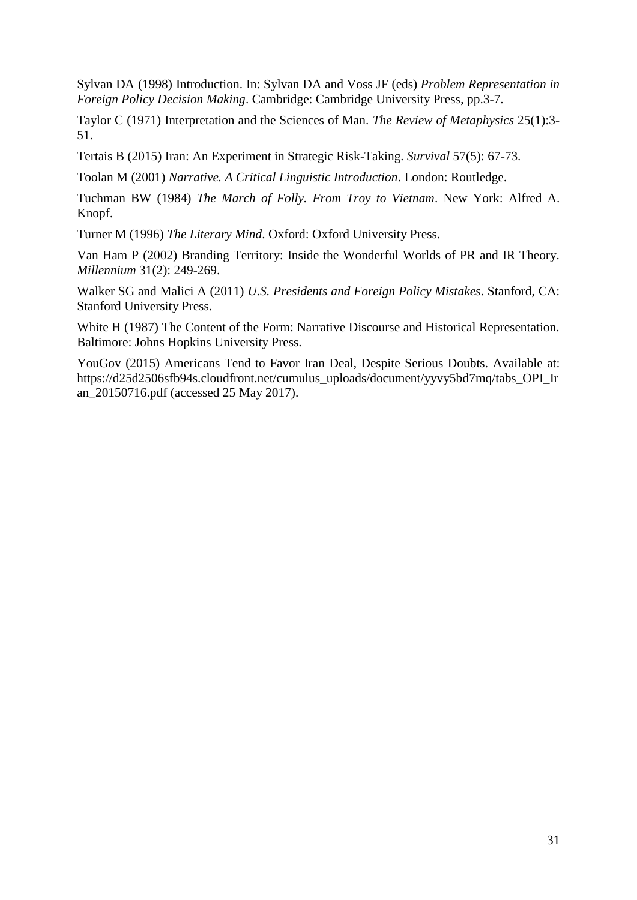Sylvan DA (1998) Introduction. In: Sylvan DA and Voss JF (eds) *Problem Representation in Foreign Policy Decision Making*. Cambridge: Cambridge University Press, pp.3-7.

Taylor C (1971) Interpretation and the Sciences of Man. *The Review of Metaphysics* 25(1):3-51.

Tertais B (2015) Iran: An Experiment in Strategic Risk-Taking. *Survival* 57(5): 67-73.

Toolan M (2001) *Narrative. A Critical Linguistic Introduction*. London: Routledge.

Tuchman BW (1984) *The March of Folly. From Troy to Vietnam*. New York: Alfred A. Knopf.

Turner M (1996) *The Literary Mind*. Oxford: Oxford University Press.

Van Ham P (2002) Branding Territory: Inside the Wonderful Worlds of PR and IR Theory. *Millennium* 31(2): 249-269.

Walker SG and Malici A (2011) *U.S. Presidents and Foreign Policy Mistakes*. Stanford, CA: Stanford University Press.

White H (1987) The Content of the Form: Narrative Discourse and Historical Representation. Baltimore: Johns Hopkins University Press.

YouGov (2015) Americans Tend to Favor Iran Deal, Despite Serious Doubts. Available at: https://d25d2506sfb94s.cloudfront.net/cumulus_uploads/document/yyvy5bd7mq/tabs_OPI_Iran_20150716.pdf (accessed 25 May 2017).